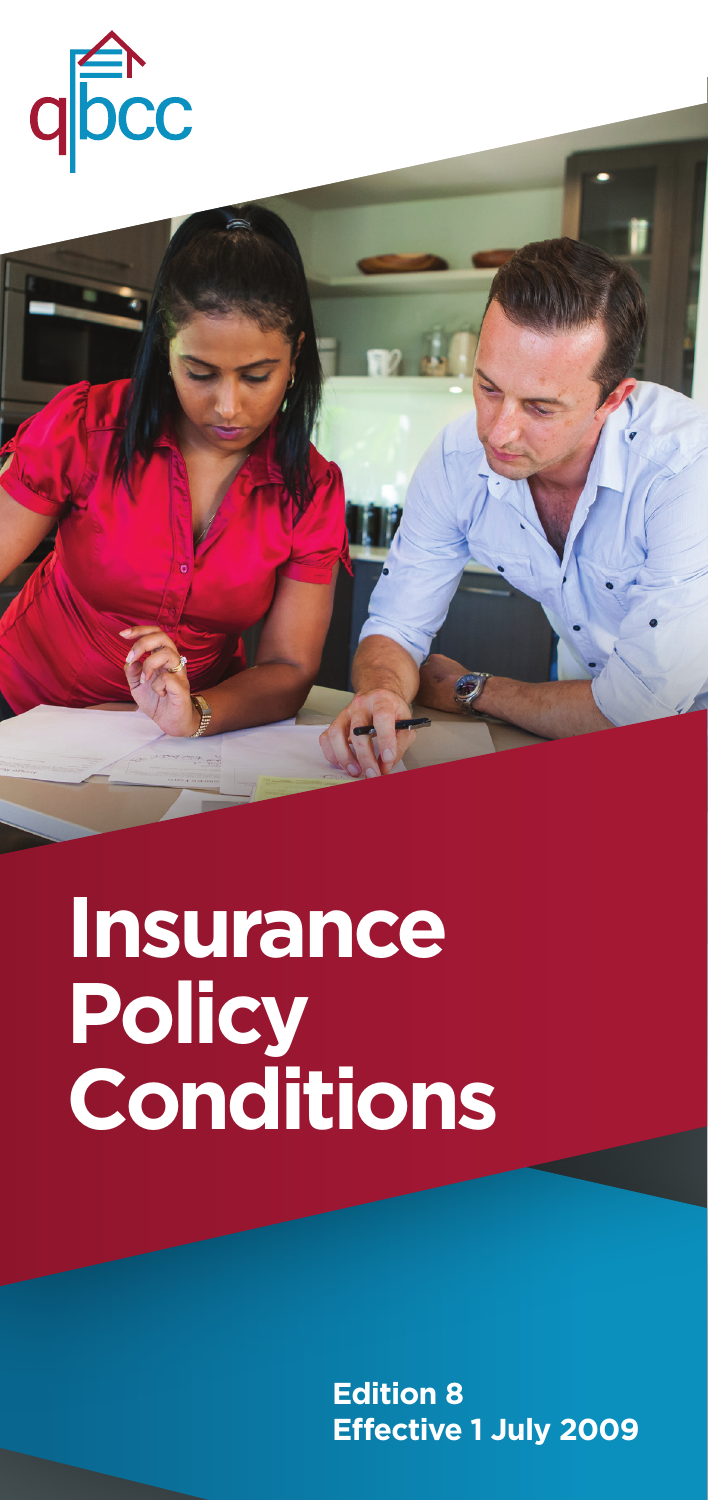qbcc

# Insurance Policy Conditions

**Edition 8**
**Effective 1 July 2009**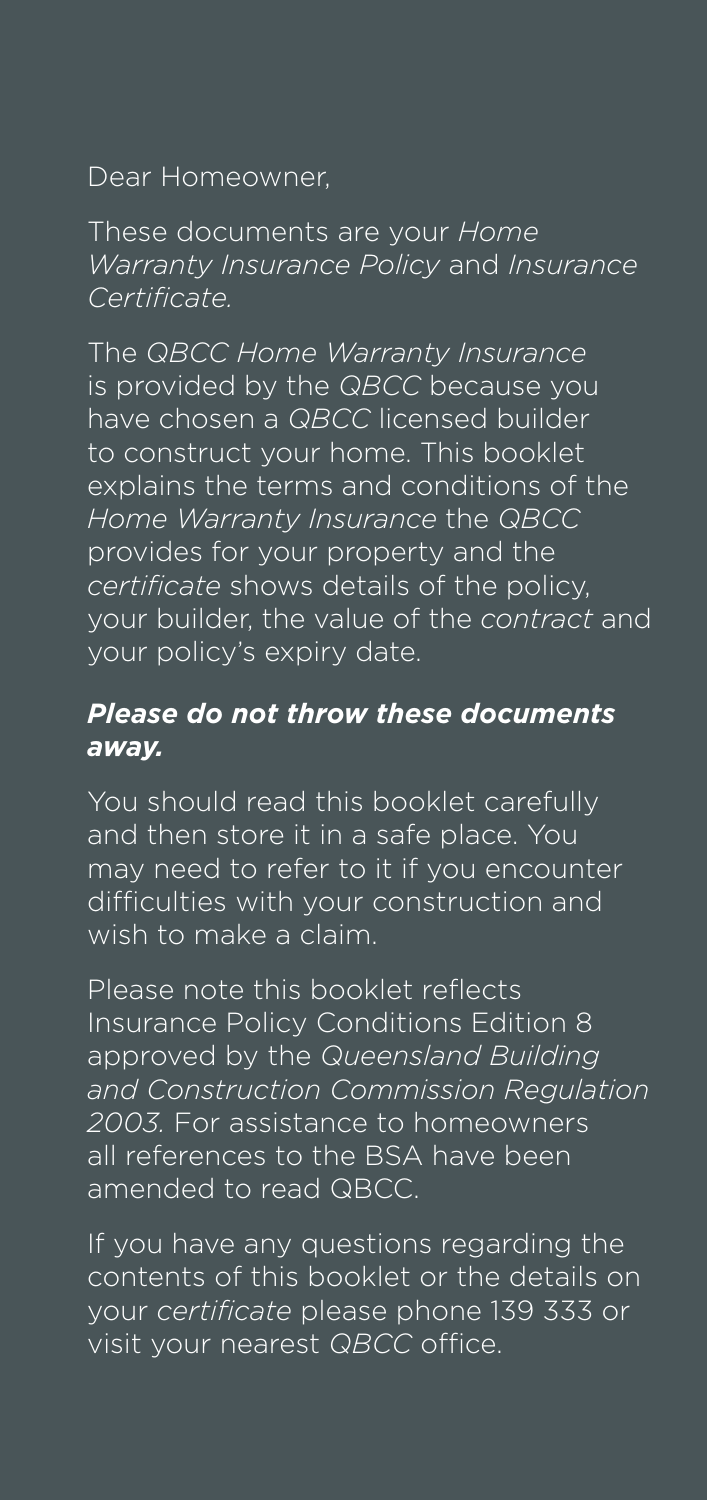Dear Homeowner,

These documents are your *Home Warranty Insurance Policy* and *Insurance Certificate.*

The *QBCC Home Warranty Insurance* is provided by the *QBCC* because you have chosen a *QBCC* licensed builder to construct your home. This booklet explains the terms and conditions of the *Home Warranty Insurance* the *QBCC* provides for your property and the *certificate* shows details of the policy, your builder, the value of the *contract* and your policy's expiry date.

***Please do not throw these documents away.***

You should read this booklet carefully and then store it in a safe place. You may need to refer to it if you encounter difficulties with your construction and wish to make a claim.

Please note this booklet reflects Insurance Policy Conditions Edition 8 approved by the *Queensland Building and Construction Commission Regulation 2003.* For assistance to homeowners all references to the BSA have been amended to read QBCC.

If you have any questions regarding the contents of this booklet or the details on your *certificate* please phone 139 333 or visit your nearest *QBCC* office.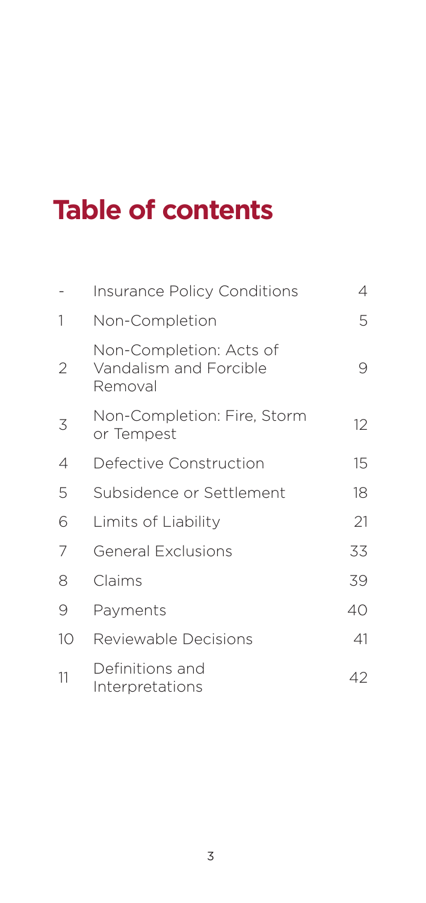# Table of contents

| | | |
|---|---|---|
| - | Insurance Policy Conditions | 4 |
| 1 | Non-Completion | 5 |
| 2 | Non-Completion: Acts of Vandalism and Forcible Removal | 9 |
| 3 | Non-Completion: Fire, Storm or Tempest | 12 |
| 4 | Defective Construction | 15 |
| 5 | Subsidence or Settlement | 18 |
| 6 | Limits of Liability | 21 |
| 7 | General Exclusions | 33 |
| 8 | Claims | 39 |
| 9 | Payments | 40 |
| 10 | Reviewable Decisions | 41 |
| 11 | Definitions and Interpretations | 42 |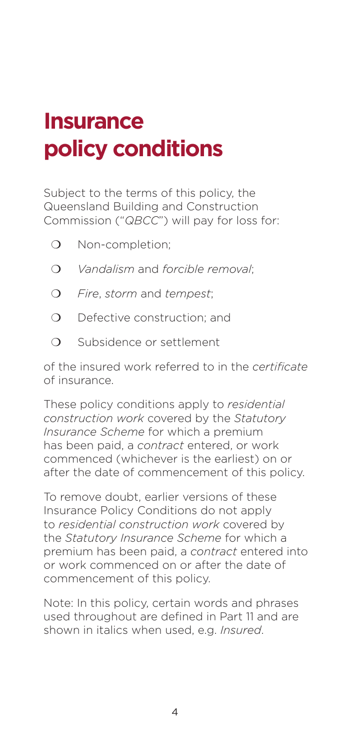# Insurance policy conditions

Subject to the terms of this policy, the Queensland Building and Construction Commission ("*QBCC*") will pay for loss for:

- Non-completion;
- *Vandalism* and *forcible removal*;
- *Fire*, *storm* and *tempest*;
- Defective construction; and
- Subsidence or settlement

of the insured work referred to in the *certificate* of insurance.

These policy conditions apply to *residential construction work* covered by the *Statutory Insurance Scheme* for which a premium has been paid, a *contract* entered, or work commenced (whichever is the earliest) on or after the date of commencement of this policy.

To remove doubt, earlier versions of these Insurance Policy Conditions do not apply to *residential construction work* covered by the *Statutory Insurance Scheme* for which a premium has been paid, a *contract* entered into or work commenced on or after the date of commencement of this policy.

Note: In this policy, certain words and phrases used throughout are defined in Part 11 and are shown in italics when used, e.g. *Insured*.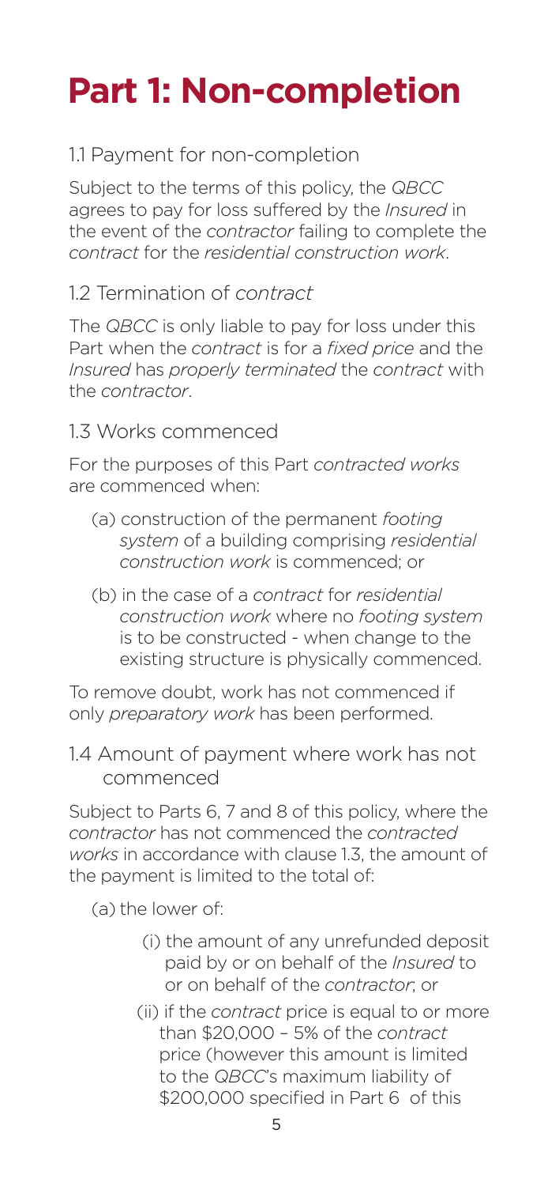# Part 1: Non-completion

## 1.1 Payment for non-completion

Subject to the terms of this policy, the *QBCC* agrees to pay for loss suffered by the *Insured* in the event of the *contractor* failing to complete the *contract* for the *residential construction work*.

## 1.2 Termination of *contract*

The *QBCC* is only liable to pay for loss under this Part when the *contract* is for a *fixed price* and the *Insured* has *properly terminated* the *contract* with the *contractor*.

## 1.3 Works commenced

For the purposes of this Part *contracted works* are commenced when:

(a) construction of the permanent *footing system* of a building comprising *residential construction work* is commenced; or

(b) in the case of a *contract* for *residential construction work* where no *footing system* is to be constructed - when change to the existing structure is physically commenced.

To remove doubt, work has not commenced if only *preparatory work* has been performed.

## 1.4 Amount of payment where work has not commenced

Subject to Parts 6, 7 and 8 of this policy, where the *contractor* has not commenced the *contracted works* in accordance with clause 1.3, the amount of the payment is limited to the total of:

(a) the lower of:

(i) the amount of any unrefunded deposit paid by or on behalf of the *Insured* to or on behalf of the *contractor*; or

(ii) if the *contract* price is equal to or more than $20,000 – 5% of the *contract* price (however this amount is limited to the *QBCC*'s maximum liability of $200,000 specified in Part 6 of this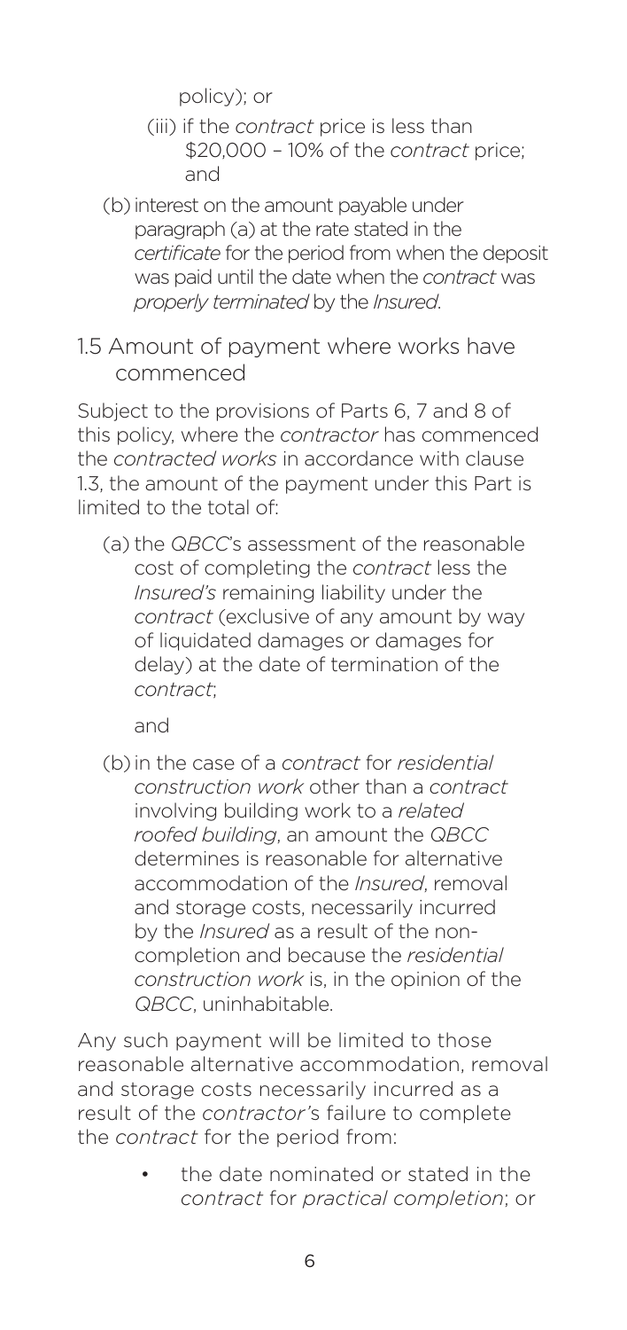policy); or

(iii) if the *contract* price is less than $20,000 – 10% of the *contract* price; and

(b) interest on the amount payable under paragraph (a) at the rate stated in the *certificate* for the period from when the deposit was paid until the date when the *contract* was *properly terminated* by the *Insured*.

## 1.5 Amount of payment where works have commenced

Subject to the provisions of Parts 6, 7 and 8 of this policy, where the *contractor* has commenced the *contracted works* in accordance with clause 1.3, the amount of the payment under this Part is limited to the total of:

(a) the *QBCC*'s assessment of the reasonable cost of completing the *contract* less the *Insured's* remaining liability under the *contract* (exclusive of any amount by way of liquidated damages or damages for delay) at the date of termination of the *contract*;

and

(b) in the case of a *contract* for *residential construction work* other than a *contract* involving building work to a *related roofed building*, an amount the *QBCC* determines is reasonable for alternative accommodation of the *Insured*, removal and storage costs, necessarily incurred by the *Insured* as a result of the non-completion and because the *residential construction work* is, in the opinion of the *QBCC*, uninhabitable.

Any such payment will be limited to those reasonable alternative accommodation, removal and storage costs necessarily incurred as a result of the *contractor's* failure to complete the *contract* for the period from:

- the date nominated or stated in the *contract* for *practical completion*; or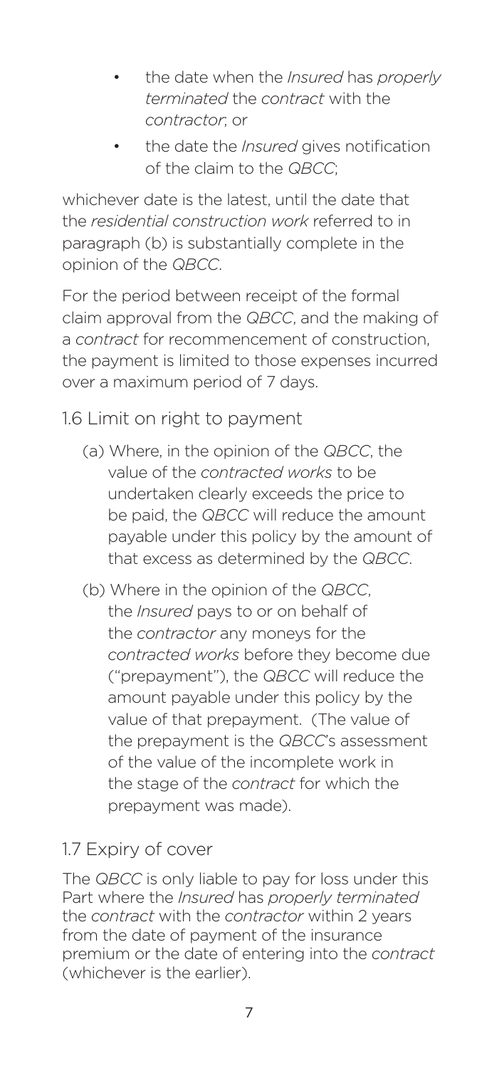- the date when the *Insured* has *properly terminated* the *contract* with the *contractor*; or
- the date the *Insured* gives notification of the claim to the *QBCC*;

whichever date is the latest, until the date that the *residential construction work* referred to in paragraph (b) is substantially complete in the opinion of the *QBCC*.

For the period between receipt of the formal claim approval from the *QBCC*, and the making of a *contract* for recommencement of construction, the payment is limited to those expenses incurred over a maximum period of 7 days.

### 1.6 Limit on right to payment

(a) Where, in the opinion of the *QBCC*, the value of the *contracted works* to be undertaken clearly exceeds the price to be paid, the *QBCC* will reduce the amount payable under this policy by the amount of that excess as determined by the *QBCC*.

(b) Where in the opinion of the *QBCC*, the *Insured* pays to or on behalf of the *contractor* any moneys for the *contracted works* before they become due ("prepayment"), the *QBCC* will reduce the amount payable under this policy by the value of that prepayment. (The value of the prepayment is the *QBCC*'s assessment of the value of the incomplete work in the stage of the *contract* for which the prepayment was made).

### 1.7 Expiry of cover

The *QBCC* is only liable to pay for loss under this Part where the *Insured* has *properly terminated* the *contract* with the *contractor* within 2 years from the date of payment of the insurance premium or the date of entering into the *contract* (whichever is the earlier).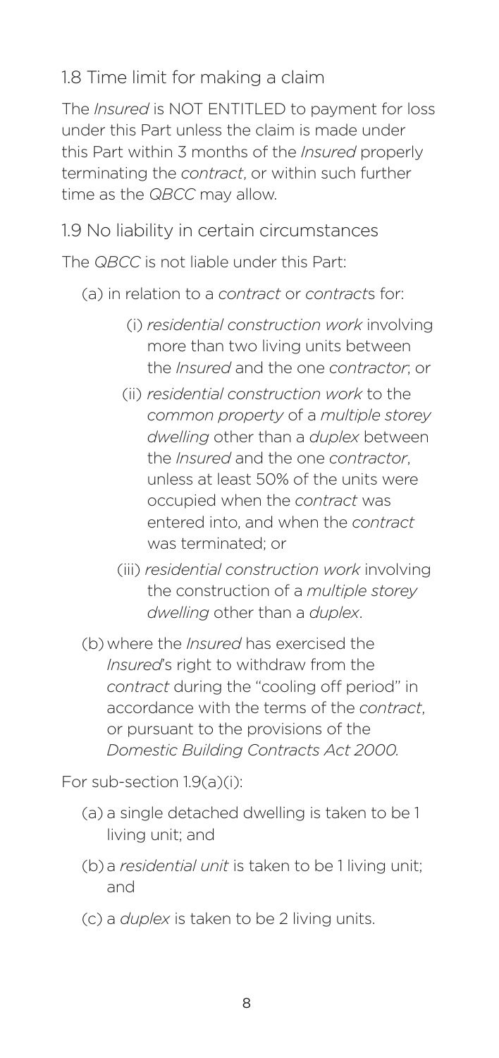## 1.8 Time limit for making a claim

The *Insured* is NOT ENTITLED to payment for loss under this Part unless the claim is made under this Part within 3 months of the *Insured* properly terminating the *contract*, or within such further time as the *QBCC* may allow.

## 1.9 No liability in certain circumstances

The *QBCC* is not liable under this Part:

- (a) in relation to a *contract* or *contract*s for:
  - (i) *residential construction work* involving more than two living units between the *Insured* and the one *contractor*; or
  - (ii) *residential construction work* to the *common property* of a *multiple storey dwelling* other than a *duplex* between the *Insured* and the one *contractor*, unless at least 50% of the units were occupied when the *contract* was entered into, and when the *contract* was terminated; or
  - (iii) *residential construction work* involving the construction of a *multiple storey dwelling* other than a *duplex*.
- (b) where the *Insured* has exercised the *Insured*'s right to withdraw from the *contract* during the "cooling off period" in accordance with the terms of the *contract*, or pursuant to the provisions of the *Domestic Building Contracts Act 2000.*

For sub-section 1.9(a)(i):

- (a) a single detached dwelling is taken to be 1 living unit; and
- (b) a *residential unit* is taken to be 1 living unit; and
- (c) a *duplex* is taken to be 2 living units.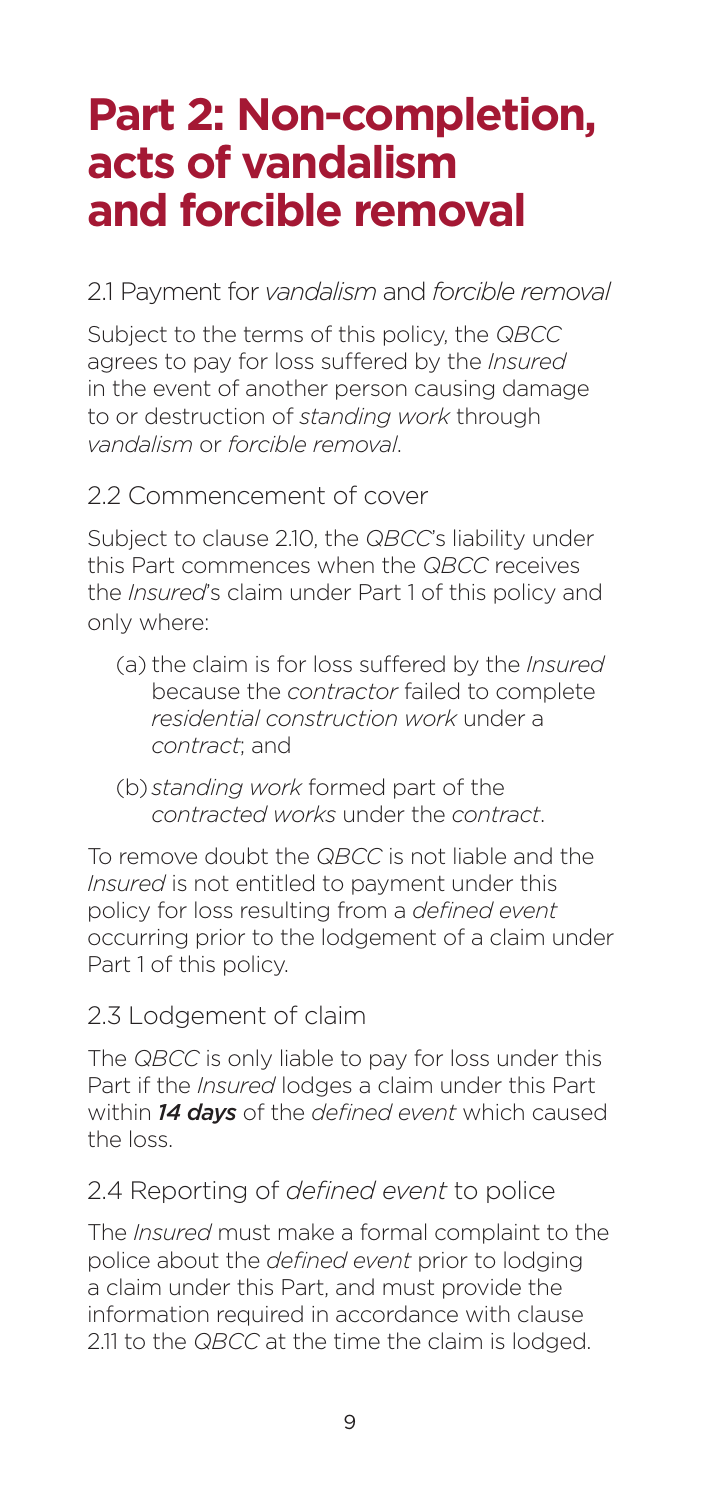# Part 2: Non-completion, acts of vandalism and forcible removal

## 2.1 Payment for *vandalism* and *forcible removal*

Subject to the terms of this policy, the *QBCC* agrees to pay for loss suffered by the *Insured* in the event of another person causing damage to or destruction of *standing work* through *vandalism* or *forcible removal*.

## 2.2 Commencement of cover

Subject to clause 2.10, the *QBCC*'s liability under this Part commences when the *QBCC* receives the *Insured*'s claim under Part 1 of this policy and only where:

(a) the claim is for loss suffered by the *Insured* because the *contractor* failed to complete *residential construction work* under a *contract*; and

(b) *standing work* formed part of the *contracted works* under the *contract*.

To remove doubt the *QBCC* is not liable and the *Insured* is not entitled to payment under this policy for loss resulting from a *defined event* occurring prior to the lodgement of a claim under Part 1 of this policy.

## 2.3 Lodgement of claim

The *QBCC* is only liable to pay for loss under this Part if the *Insured* lodges a claim under this Part within ***14 days*** of the *defined event* which caused the loss.

## 2.4 Reporting of *defined event* to police

The *Insured* must make a formal complaint to the police about the *defined event* prior to lodging a claim under this Part, and must provide the information required in accordance with clause 2.11 to the *QBCC* at the time the claim is lodged.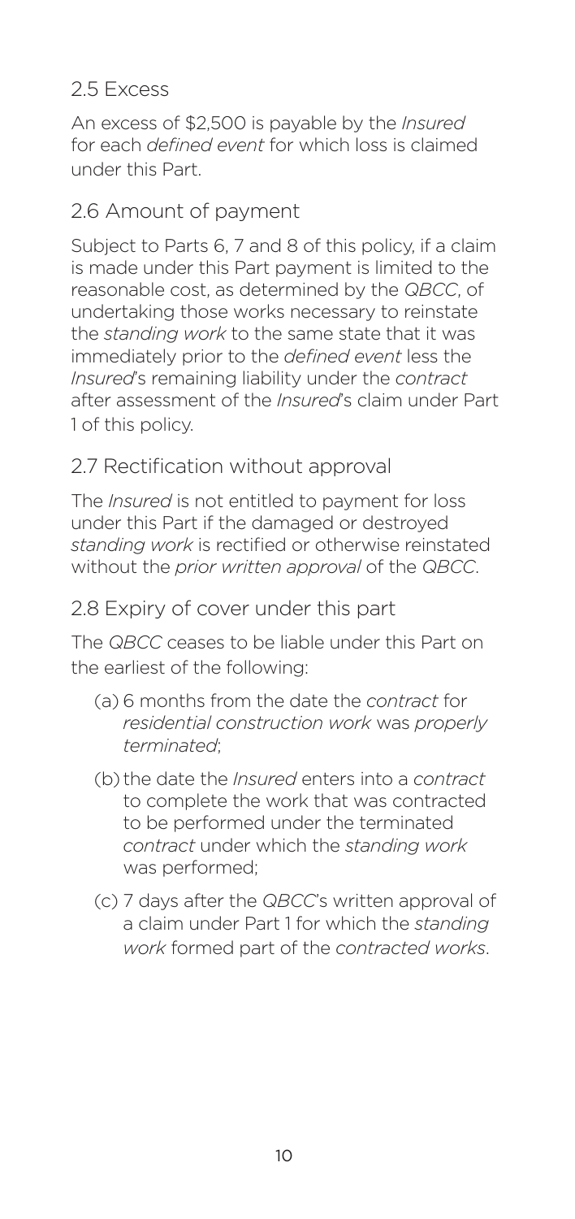## 2.5 Excess

An excess of $2,500 is payable by the *Insured* for each *defined event* for which loss is claimed under this Part.

## 2.6 Amount of payment

Subject to Parts 6, 7 and 8 of this policy, if a claim is made under this Part payment is limited to the reasonable cost, as determined by the *QBCC*, of undertaking those works necessary to reinstate the *standing work* to the same state that it was immediately prior to the *defined event* less the *Insured*'s remaining liability under the *contract* after assessment of the *Insured*'s claim under Part 1 of this policy.

## 2.7 Rectification without approval

The *Insured* is not entitled to payment for loss under this Part if the damaged or destroyed *standing work* is rectified or otherwise reinstated without the *prior written approval* of the *QBCC*.

## 2.8 Expiry of cover under this part

The *QBCC* ceases to be liable under this Part on the earliest of the following:

(a) 6 months from the date the *contract* for *residential construction work* was *properly terminated*;

(b) the date the *Insured* enters into a *contract* to complete the work that was contracted to be performed under the terminated *contract* under which the *standing work* was performed;

(c) 7 days after the *QBCC*'s written approval of a claim under Part 1 for which the *standing work* formed part of the *contracted works*.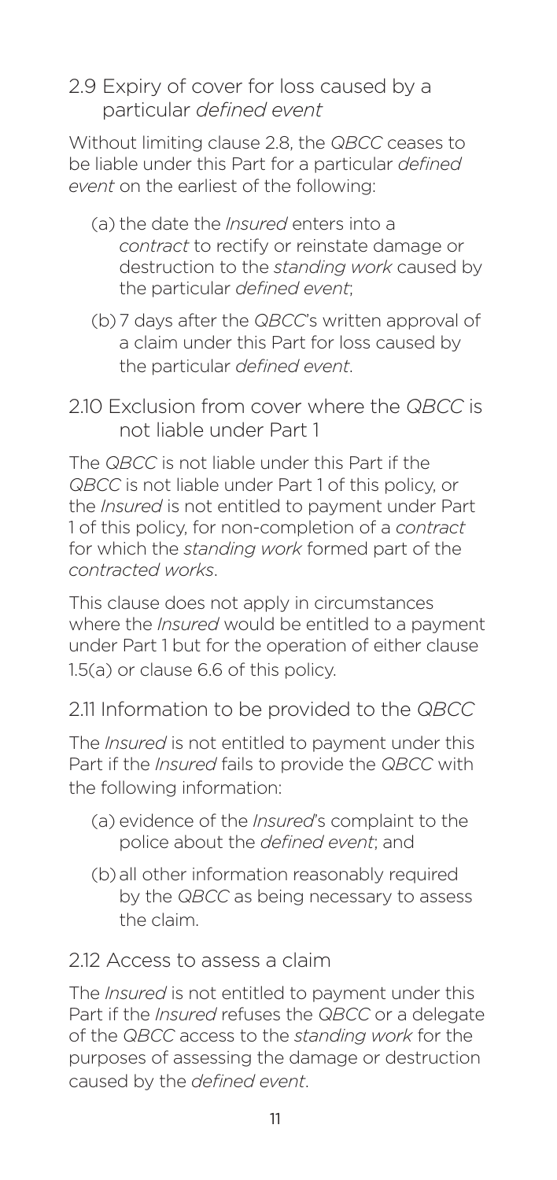## 2.9 Expiry of cover for loss caused by a particular *defined event*

Without limiting clause 2.8, the *QBCC* ceases to be liable under this Part for a particular *defined event* on the earliest of the following:

(a) the date the *Insured* enters into a *contract* to rectify or reinstate damage or destruction to the *standing work* caused by the particular *defined event*;

(b) 7 days after the *QBCC*'s written approval of a claim under this Part for loss caused by the particular *defined event*.

## 2.10 Exclusion from cover where the *QBCC* is not liable under Part 1

The *QBCC* is not liable under this Part if the *QBCC* is not liable under Part 1 of this policy, or the *Insured* is not entitled to payment under Part 1 of this policy, for non-completion of a *contract* for which the *standing work* formed part of the *contracted works*.

This clause does not apply in circumstances where the *Insured* would be entitled to a payment under Part 1 but for the operation of either clause 1.5(a) or clause 6.6 of this policy.

## 2.11 Information to be provided to the *QBCC*

The *Insured* is not entitled to payment under this Part if the *Insured* fails to provide the *QBCC* with the following information:

(a) evidence of the *Insured*'s complaint to the police about the *defined event*; and

(b) all other information reasonably required by the *QBCC* as being necessary to assess the claim.

## 2.12 Access to assess a claim

The *Insured* is not entitled to payment under this Part if the *Insured* refuses the *QBCC* or a delegate of the *QBCC* access to the *standing work* for the purposes of assessing the damage or destruction caused by the *defined event*.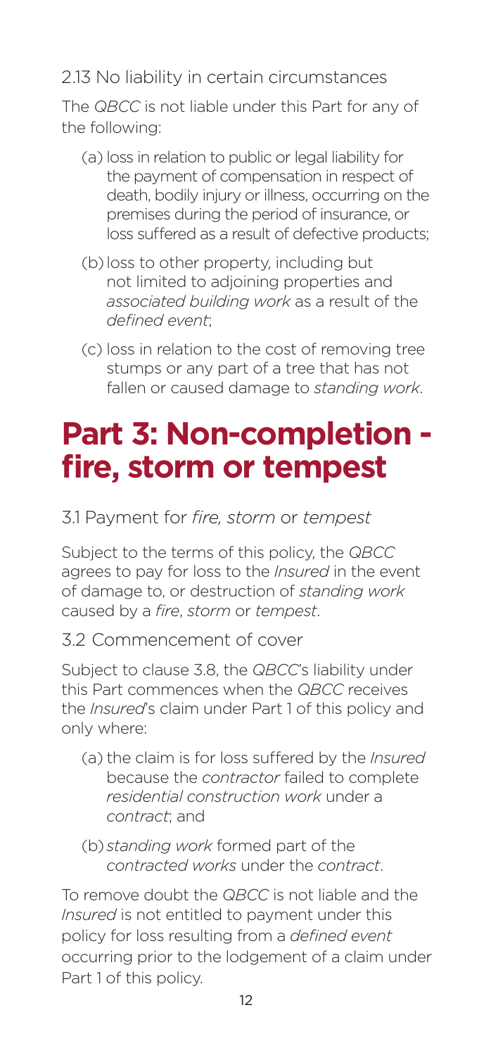2.13 No liability in certain circumstances

The *QBCC* is not liable under this Part for any of the following:

(a) loss in relation to public or legal liability for the payment of compensation in respect of death, bodily injury or illness, occurring on the premises during the period of insurance, or loss suffered as a result of defective products;

(b) loss to other property, including but not limited to adjoining properties and *associated building work* as a result of the *defined event*;

(c) loss in relation to the cost of removing tree stumps or any part of a tree that has not fallen or caused damage to *standing work*.

# Part 3: Non-completion - fire, storm or tempest

3.1 Payment for *fire, storm* or *tempest*

Subject to the terms of this policy, the *QBCC* agrees to pay for loss to the *Insured* in the event of damage to, or destruction of *standing work* caused by a *fire*, *storm* or *tempest*.

3.2 Commencement of cover

Subject to clause 3.8, the *QBCC*'s liability under this Part commences when the *QBCC* receives the *Insured*'s claim under Part 1 of this policy and only where:

(a) the claim is for loss suffered by the *Insured* because the *contractor* failed to complete *residential construction work* under a *contract*; and

(b) *standing work* formed part of the *contracted works* under the *contract*.

To remove doubt the *QBCC* is not liable and the *Insured* is not entitled to payment under this policy for loss resulting from a *defined event* occurring prior to the lodgement of a claim under Part 1 of this policy.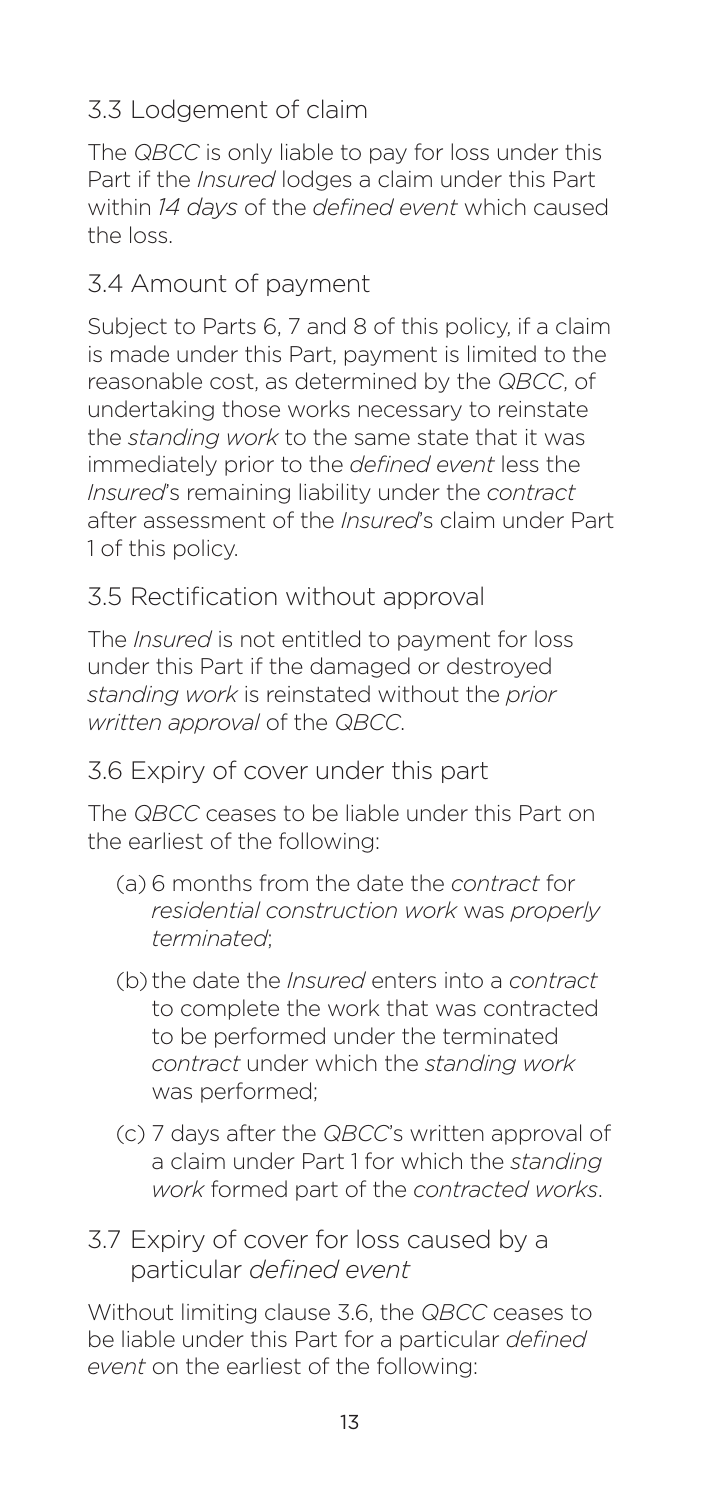### 3.3 Lodgement of claim

The *QBCC* is only liable to pay for loss under this Part if the *Insured* lodges a claim under this Part within *14 days* of the *defined event* which caused the loss.

### 3.4 Amount of payment

Subject to Parts 6, 7 and 8 of this policy, if a claim is made under this Part, payment is limited to the reasonable cost, as determined by the *QBCC*, of undertaking those works necessary to reinstate the *standing work* to the same state that it was immediately prior to the *defined event* less the *Insured*'s remaining liability under the *contract* after assessment of the *Insured*'s claim under Part 1 of this policy.

### 3.5 Rectification without approval

The *Insured* is not entitled to payment for loss under this Part if the damaged or destroyed *standing work* is reinstated without the *prior written approval* of the *QBCC*.

### 3.6 Expiry of cover under this part

The *QBCC* ceases to be liable under this Part on the earliest of the following:

(a) 6 months from the date the *contract* for *residential construction work* was *properly terminated*;

(b) the date the *Insured* enters into a *contract* to complete the work that was contracted to be performed under the terminated *contract* under which the *standing work* was performed;

(c) 7 days after the *QBCC*'s written approval of a claim under Part 1 for which the *standing work* formed part of the *contracted works*.

### 3.7 Expiry of cover for loss caused by a particular *defined event*

Without limiting clause 3.6, the *QBCC* ceases to be liable under this Part for a particular *defined event* on the earliest of the following: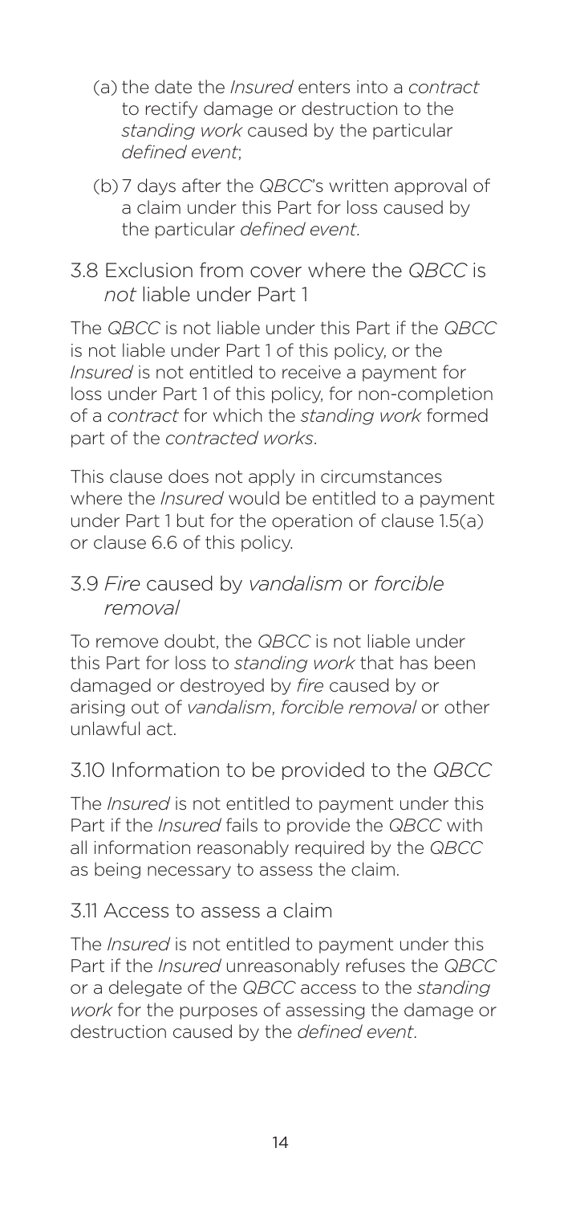(a) the date the *Insured* enters into a *contract* to rectify damage or destruction to the *standing work* caused by the particular *defined event*;

(b) 7 days after the *QBCC*'s written approval of a claim under this Part for loss caused by the particular *defined event*.

### 3.8 Exclusion from cover where the *QBCC* is *not* liable under Part 1

The *QBCC* is not liable under this Part if the *QBCC* is not liable under Part 1 of this policy, or the *Insured* is not entitled to receive a payment for loss under Part 1 of this policy, for non-completion of a *contract* for which the *standing work* formed part of the *contracted works*.

This clause does not apply in circumstances where the *Insured* would be entitled to a payment under Part 1 but for the operation of clause 1.5(a) or clause 6.6 of this policy.

### 3.9 *Fire* caused by *vandalism* or *forcible removal*

To remove doubt, the *QBCC* is not liable under this Part for loss to *standing work* that has been damaged or destroyed by *fire* caused by or arising out of *vandalism*, *forcible removal* or other unlawful act.

### 3.10 Information to be provided to the *QBCC*

The *Insured* is not entitled to payment under this Part if the *Insured* fails to provide the *QBCC* with all information reasonably required by the *QBCC* as being necessary to assess the claim.

### 3.11 Access to assess a claim

The *Insured* is not entitled to payment under this Part if the *Insured* unreasonably refuses the *QBCC* or a delegate of the *QBCC* access to the *standing work* for the purposes of assessing the damage or destruction caused by the *defined event*.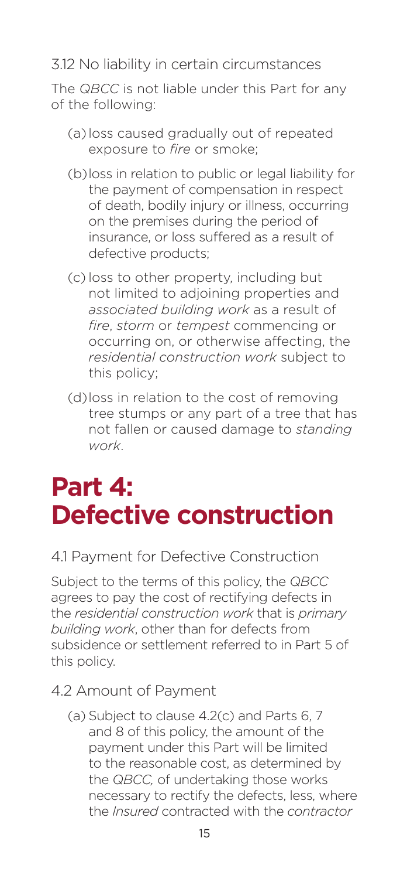3.12 No liability in certain circumstances

The *QBCC* is not liable under this Part for any of the following:

(a) loss caused gradually out of repeated exposure to *fire* or smoke;

(b) loss in relation to public or legal liability for the payment of compensation in respect of death, bodily injury or illness, occurring on the premises during the period of insurance, or loss suffered as a result of defective products;

(c) loss to other property, including but not limited to adjoining properties and *associated building work* as a result of *fire*, *storm* or *tempest* commencing or occurring on, or otherwise affecting, the *residential construction work* subject to this policy;

(d) loss in relation to the cost of removing tree stumps or any part of a tree that has not fallen or caused damage to *standing work*.

# Part 4: Defective construction

4.1 Payment for Defective Construction

Subject to the terms of this policy, the *QBCC* agrees to pay the cost of rectifying defects in the *residential construction work* that is *primary building work*, other than for defects from subsidence or settlement referred to in Part 5 of this policy.

4.2 Amount of Payment

(a) Subject to clause 4.2(c) and Parts 6, 7 and 8 of this policy, the amount of the payment under this Part will be limited to the reasonable cost, as determined by the *QBCC,* of undertaking those works necessary to rectify the defects, less, where the *Insured* contracted with the *contractor*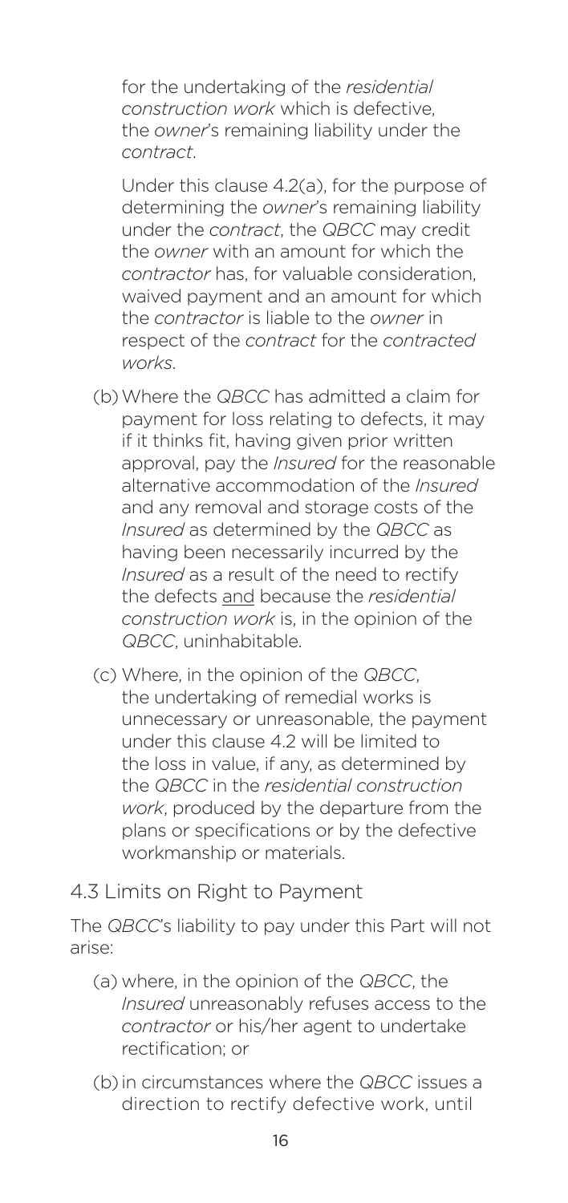for the undertaking of the *residential construction work* which is defective, the *owner*'s remaining liability under the *contract*.

Under this clause 4.2(a), for the purpose of determining the *owner*'s remaining liability under the *contract*, the *QBCC* may credit the *owner* with an amount for which the *contractor* has, for valuable consideration, waived payment and an amount for which the *contractor* is liable to the *owner* in respect of the *contract* for the *contracted works*.

(b) Where the *QBCC* has admitted a claim for payment for loss relating to defects, it may if it thinks fit, having given prior written approval, pay the *Insured* for the reasonable alternative accommodation of the *Insured* and any removal and storage costs of the *Insured* as determined by the *QBCC* as having been necessarily incurred by the *Insured* as a result of the need to rectify the defects and because the *residential construction work* is, in the opinion of the *QBCC*, uninhabitable.

(c) Where, in the opinion of the *QBCC*, the undertaking of remedial works is unnecessary or unreasonable, the payment under this clause 4.2 will be limited to the loss in value, if any, as determined by the *QBCC* in the *residential construction work*, produced by the departure from the plans or specifications or by the defective workmanship or materials.

### 4.3 Limits on Right to Payment

The *QBCC*'s liability to pay under this Part will not arise:

(a) where, in the opinion of the *QBCC*, the *Insured* unreasonably refuses access to the *contractor* or his/her agent to undertake rectification; or

(b) in circumstances where the *QBCC* issues a direction to rectify defective work, until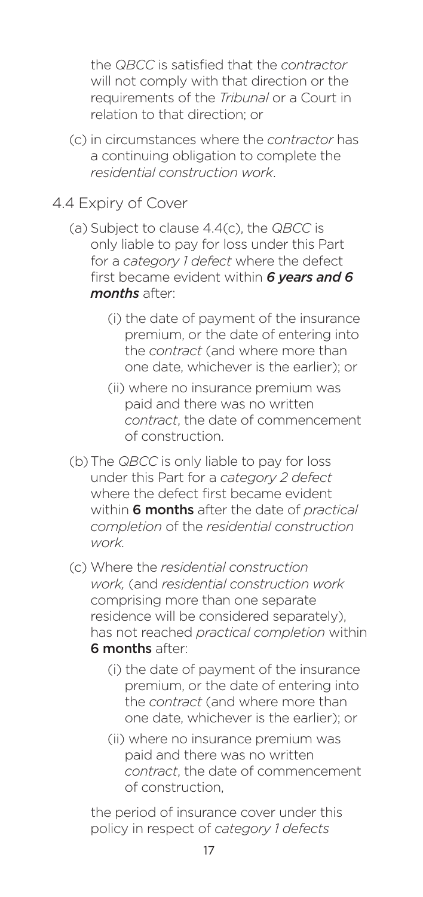the *QBCC* is satisfied that the *contractor* will not comply with that direction or the requirements of the *Tribunal* or a Court in relation to that direction; or

(c) in circumstances where the *contractor* has a continuing obligation to complete the *residential construction work*.

4.4 Expiry of Cover

(a) Subject to clause 4.4(c), the *QBCC* is only liable to pay for loss under this Part for a *category 1 defect* where the defect first became evident within ***6 years and 6 months*** after:

(i) the date of payment of the insurance premium, or the date of entering into the *contract* (and where more than one date, whichever is the earlier); or

(ii) where no insurance premium was paid and there was no written *contract*, the date of commencement of construction.

(b) The *QBCC* is only liable to pay for loss under this Part for a *category 2 defect* where the defect first became evident within **6 months** after the date of *practical completion* of the *residential construction work.*

(c) Where the *residential construction work,* (and *residential construction work* comprising more than one separate residence will be considered separately), has not reached *practical completion* within **6 months** after:

(i) the date of payment of the insurance premium, or the date of entering into the *contract* (and where more than one date, whichever is the earlier); or

(ii) where no insurance premium was paid and there was no written *contract*, the date of commencement of construction,

the period of insurance cover under this policy in respect of *category 1 defects*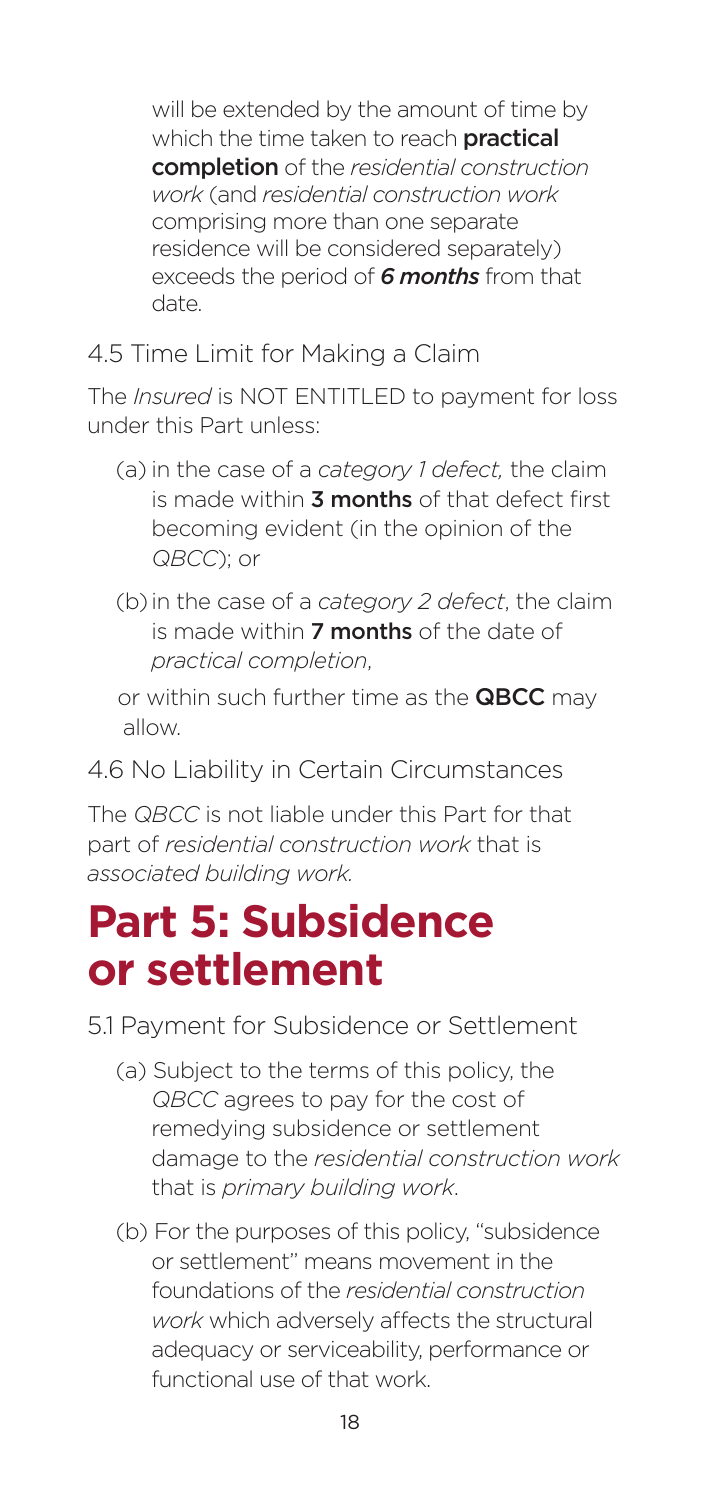will be extended by the amount of time by which the time taken to reach **practical completion** of the *residential construction work* (and *residential construction work* comprising more than one separate residence will be considered separately) exceeds the period of ***6 months*** from that date.

4.5 Time Limit for Making a Claim

The *Insured* is NOT ENTITLED to payment for loss under this Part unless:

(a) in the case of a *category 1 defect,* the claim is made within **3 months** of that defect first becoming evident (in the opinion of the *QBCC*); or

(b) in the case of a *category 2 defect*, the claim is made within **7 months** of the date of *practical completion*,

or within such further time as the **QBCC** may allow.

4.6 No Liability in Certain Circumstances

The *QBCC* is not liable under this Part for that part of *residential construction work* that is *associated building work.*

# Part 5: Subsidence or settlement

5.1 Payment for Subsidence or Settlement

(a) Subject to the terms of this policy, the *QBCC* agrees to pay for the cost of remedying subsidence or settlement damage to the *residential construction work* that is *primary building work*.

(b) For the purposes of this policy, "subsidence or settlement" means movement in the foundations of the *residential construction work* which adversely affects the structural adequacy or serviceability, performance or functional use of that work.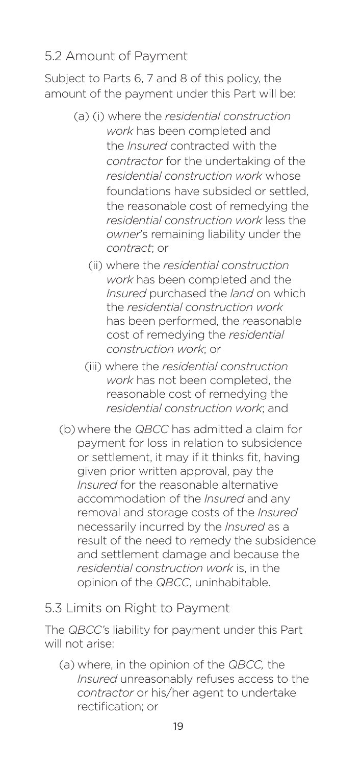## 5.2 Amount of Payment

Subject to Parts 6, 7 and 8 of this policy, the amount of the payment under this Part will be:

(a) (i) where the *residential construction work* has been completed and the *Insured* contracted with the *contractor* for the undertaking of the *residential construction work* whose foundations have subsided or settled, the reasonable cost of remedying the *residential construction work* less the *owner*'s remaining liability under the *contract*; or

(ii) where the *residential construction work* has been completed and the *Insured* purchased the *land* on which the *residential construction work* has been performed, the reasonable cost of remedying the *residential construction work*; or

(iii) where the *residential construction work* has not been completed, the reasonable cost of remedying the *residential construction work*; and

(b) where the *QBCC* has admitted a claim for payment for loss in relation to subsidence or settlement, it may if it thinks fit, having given prior written approval, pay the *Insured* for the reasonable alternative accommodation of the *Insured* and any removal and storage costs of the *Insured* necessarily incurred by the *Insured* as a result of the need to remedy the subsidence and settlement damage and because the *residential construction work* is, in the opinion of the *QBCC*, uninhabitable.

## 5.3 Limits on Right to Payment

The *QBCC*'s liability for payment under this Part will not arise:

(a) where, in the opinion of the *QBCC,* the *Insured* unreasonably refuses access to the *contractor* or his/her agent to undertake rectification; or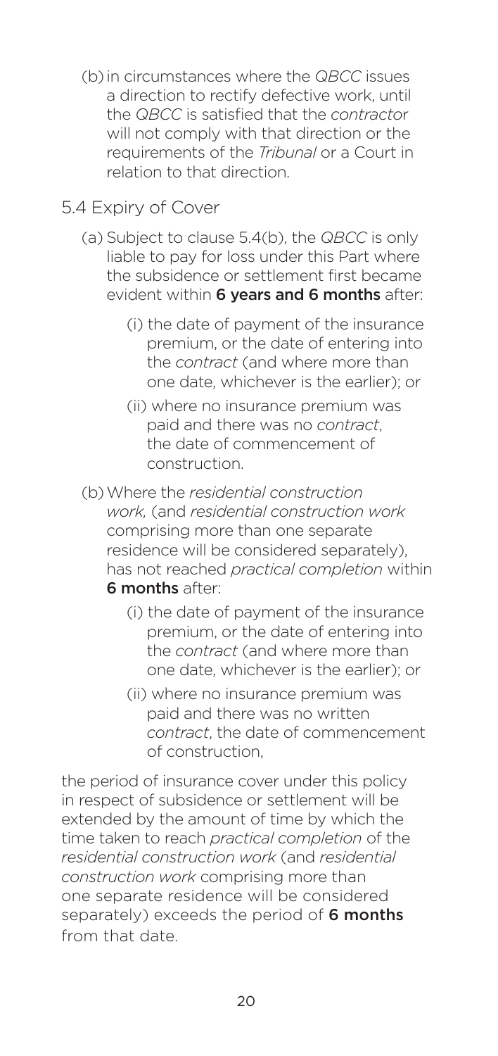(b) in circumstances where the *QBCC* issues a direction to rectify defective work, until the *QBCC* is satisfied that the *contractor* will not comply with that direction or the requirements of the *Tribunal* or a Court in relation to that direction.

### 5.4 Expiry of Cover

(a) Subject to clause 5.4(b), the *QBCC* is only liable to pay for loss under this Part where the subsidence or settlement first became evident within **6 years and 6 months** after:

- (i) the date of payment of the insurance premium, or the date of entering into the *contract* (and where more than one date, whichever is the earlier); or
- (ii) where no insurance premium was paid and there was no *contract*, the date of commencement of construction.

(b) Where the *residential construction work,* (and *residential construction work* comprising more than one separate residence will be considered separately), has not reached *practical completion* within **6 months** after:

- (i) the date of payment of the insurance premium, or the date of entering into the *contract* (and where more than one date, whichever is the earlier); or
- (ii) where no insurance premium was paid and there was no written *contract*, the date of commencement of construction,

the period of insurance cover under this policy in respect of subsidence or settlement will be extended by the amount of time by which the time taken to reach *practical completion* of the *residential construction work* (and *residential construction work* comprising more than one separate residence will be considered separately) exceeds the period of **6 months** from that date.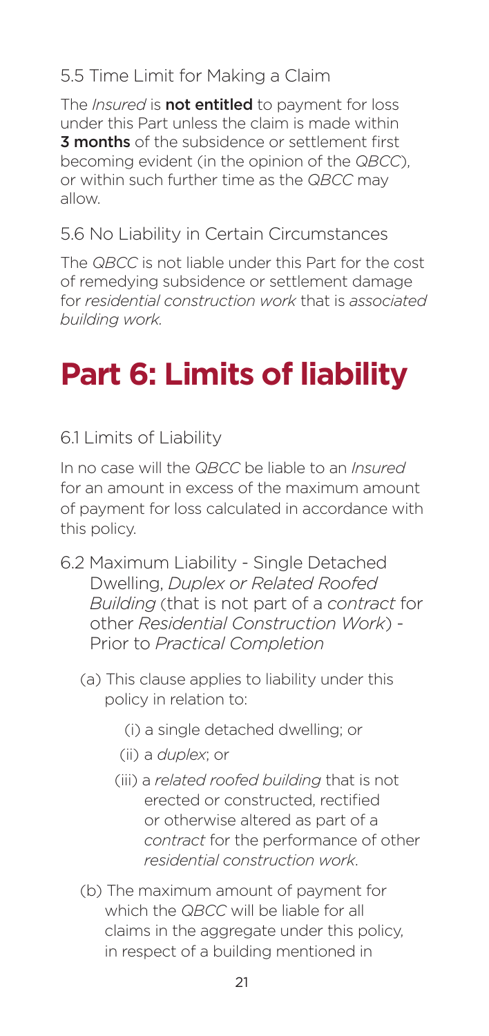### 5.5 Time Limit for Making a Claim

The *Insured* is **not entitled** to payment for loss under this Part unless the claim is made within **3 months** of the subsidence or settlement first becoming evident (in the opinion of the *QBCC*), or within such further time as the *QBCC* may allow.

### 5.6 No Liability in Certain Circumstances

The *QBCC* is not liable under this Part for the cost of remedying subsidence or settlement damage for *residential construction work* that is *associated building work.*

# Part 6: Limits of liability

### 6.1 Limits of Liability

In no case will the *QBCC* be liable to an *Insured* for an amount in excess of the maximum amount of payment for loss calculated in accordance with this policy.

### 6.2 Maximum Liability - Single Detached Dwelling, *Duplex or Related Roofed Building* (that is not part of a *contract* for other *Residential Construction Work*) - Prior to *Practical Completion*

(a) This clause applies to liability under this policy in relation to:

  (i) a single detached dwelling; or

  (ii) a *duplex*; or

  (iii) a *related roofed building* that is not erected or constructed, rectified or otherwise altered as part of a *contract* for the performance of other *residential construction work*.

(b) The maximum amount of payment for which the *QBCC* will be liable for all claims in the aggregate under this policy, in respect of a building mentioned in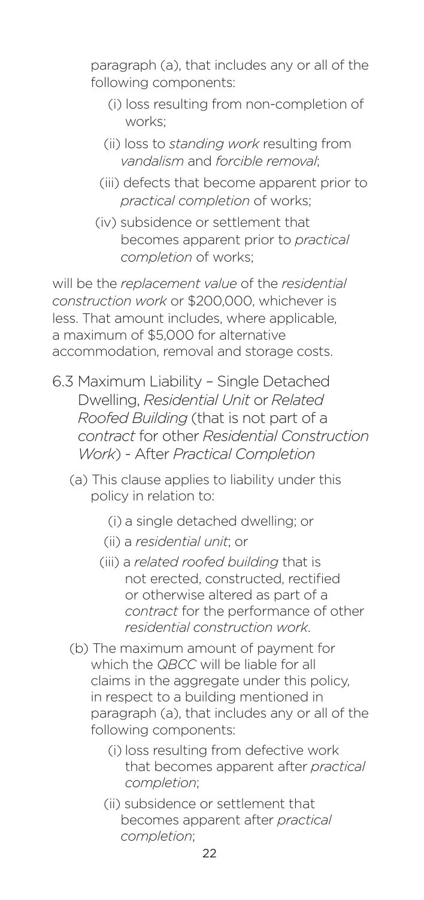paragraph (a), that includes any or all of the following components:

(i) loss resulting from non-completion of works;

(ii) loss to *standing work* resulting from *vandalism* and *forcible removal*;

(iii) defects that become apparent prior to *practical completion* of works;

(iv) subsidence or settlement that becomes apparent prior to *practical completion* of works;

will be the *replacement value* of the *residential construction work* or $200,000, whichever is less. That amount includes, where applicable, a maximum of $5,000 for alternative accommodation, removal and storage costs.

6.3 Maximum Liability – Single Detached Dwelling, *Residential Unit* or *Related Roofed Building* (that is not part of a *contract* for other *Residential Construction Work*) - After *Practical Completion*

(a) This clause applies to liability under this policy in relation to:

(i) a single detached dwelling; or

(ii) a *residential unit*; or

(iii) a *related roofed building* that is not erected, constructed, rectified or otherwise altered as part of a *contract* for the performance of other *residential construction work*.

(b) The maximum amount of payment for which the *QBCC* will be liable for all claims in the aggregate under this policy, in respect to a building mentioned in paragraph (a), that includes any or all of the following components:

(i) loss resulting from defective work that becomes apparent after *practical completion*;

(ii) subsidence or settlement that becomes apparent after *practical completion*;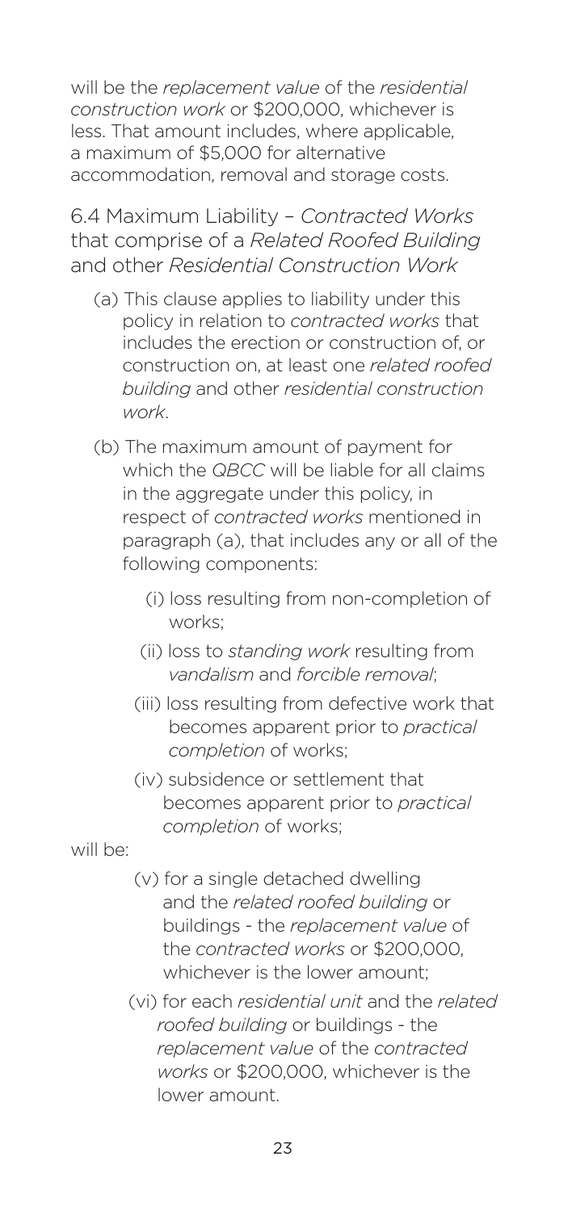will be the *replacement value* of the *residential construction work* or $200,000, whichever is less. That amount includes, where applicable, a maximum of $5,000 for alternative accommodation, removal and storage costs.

## 6.4 Maximum Liability – *Contracted Works* that comprise of a *Related Roofed Building* and other *Residential Construction Work*

(a) This clause applies to liability under this policy in relation to *contracted works* that includes the erection or construction of, or construction on, at least one *related roofed building* and other *residential construction work*.

(b) The maximum amount of payment for which the *QBCC* will be liable for all claims in the aggregate under this policy, in respect of *contracted works* mentioned in paragraph (a), that includes any or all of the following components:

- (i) loss resulting from non-completion of works;
- (ii) loss to *standing work* resulting from *vandalism* and *forcible removal*;
- (iii) loss resulting from defective work that becomes apparent prior to *practical completion* of works;
- (iv) subsidence or settlement that becomes apparent prior to *practical completion* of works;

will be:

- (v) for a single detached dwelling and the *related roofed building* or buildings - the *replacement value* of the *contracted works* or $200,000, whichever is the lower amount;
- (vi) for each *residential unit* and the *related roofed building* or buildings - the *replacement value* of the *contracted works* or $200,000, whichever is the lower amount.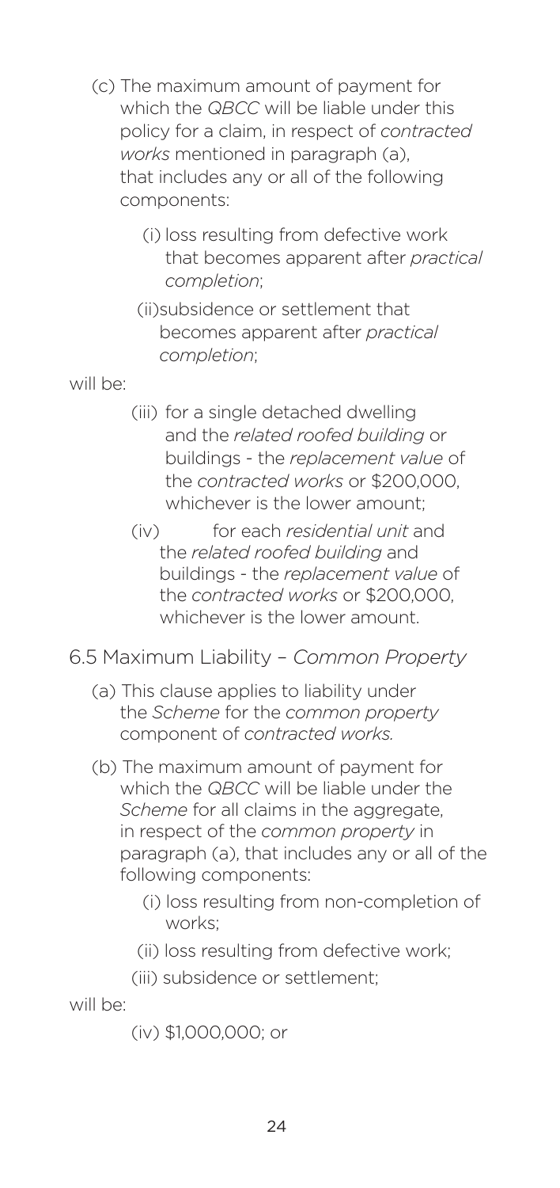(c) The maximum amount of payment for which the *QBCC* will be liable under this policy for a claim, in respect of *contracted works* mentioned in paragraph (a), that includes any or all of the following components:

(i) loss resulting from defective work that becomes apparent after *practical completion*;

(ii) subsidence or settlement that becomes apparent after *practical completion*;

will be:

(iii) for a single detached dwelling and the *related roofed building* or buildings - the *replacement value* of the *contracted works* or $200,000, whichever is the lower amount;

(iv) for each *residential unit* and the *related roofed building* and buildings - the *replacement value* of the *contracted works* or $200,000, whichever is the lower amount.

6.5 Maximum Liability – *Common Property*

(a) This clause applies to liability under the *Scheme* for the *common property* component of *contracted works.*

(b) The maximum amount of payment for which the *QBCC* will be liable under the *Scheme* for all claims in the aggregate, in respect of the *common property* in paragraph (a), that includes any or all of the following components:

(i) loss resulting from non-completion of works;

(ii) loss resulting from defective work;

(iii) subsidence or settlement;

will be:

(iv) $1,000,000; or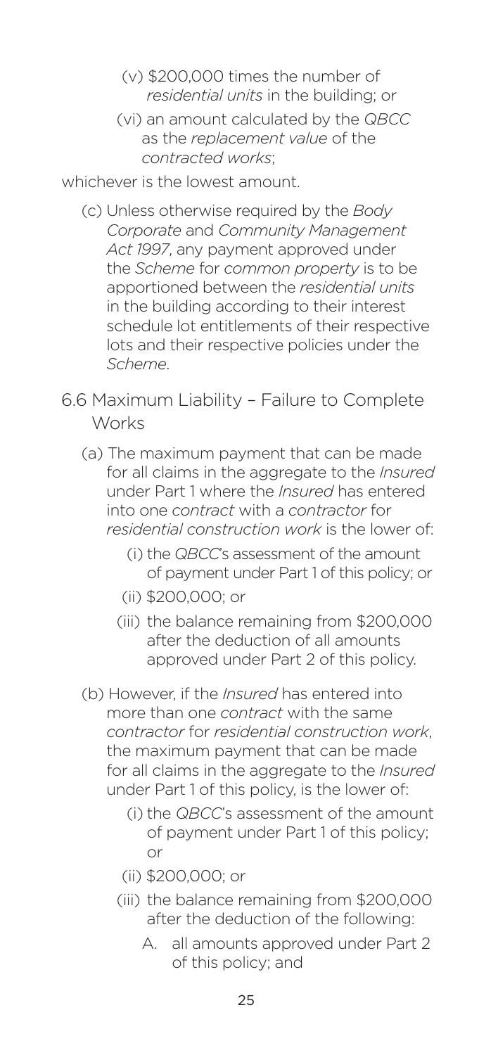(v) $200,000 times the number of *residential units* in the building; or

(vi) an amount calculated by the *QBCC* as the *replacement value* of the *contracted works*;

whichever is the lowest amount.

(c) Unless otherwise required by the *Body Corporate* and *Community Management Act 1997*, any payment approved under the *Scheme* for *common property* is to be apportioned between the *residential units* in the building according to their interest schedule lot entitlements of their respective lots and their respective policies under the *Scheme*.

## 6.6 Maximum Liability – Failure to Complete Works

(a) The maximum payment that can be made for all claims in the aggregate to the *Insured* under Part 1 where the *Insured* has entered into one *contract* with a *contractor* for *residential construction work* is the lower of:

(i) the *QBCC*'s assessment of the amount of payment under Part 1 of this policy; or

(ii) $200,000; or

(iii) the balance remaining from $200,000 after the deduction of all amounts approved under Part 2 of this policy.

(b) However, if the *Insured* has entered into more than one *contract* with the same *contractor* for *residential construction work*, the maximum payment that can be made for all claims in the aggregate to the *Insured* under Part 1 of this policy, is the lower of:

(i) the *QBCC*'s assessment of the amount of payment under Part 1 of this policy; or

(ii) $200,000; or

(iii) the balance remaining from $200,000 after the deduction of the following:

A. all amounts approved under Part 2 of this policy; and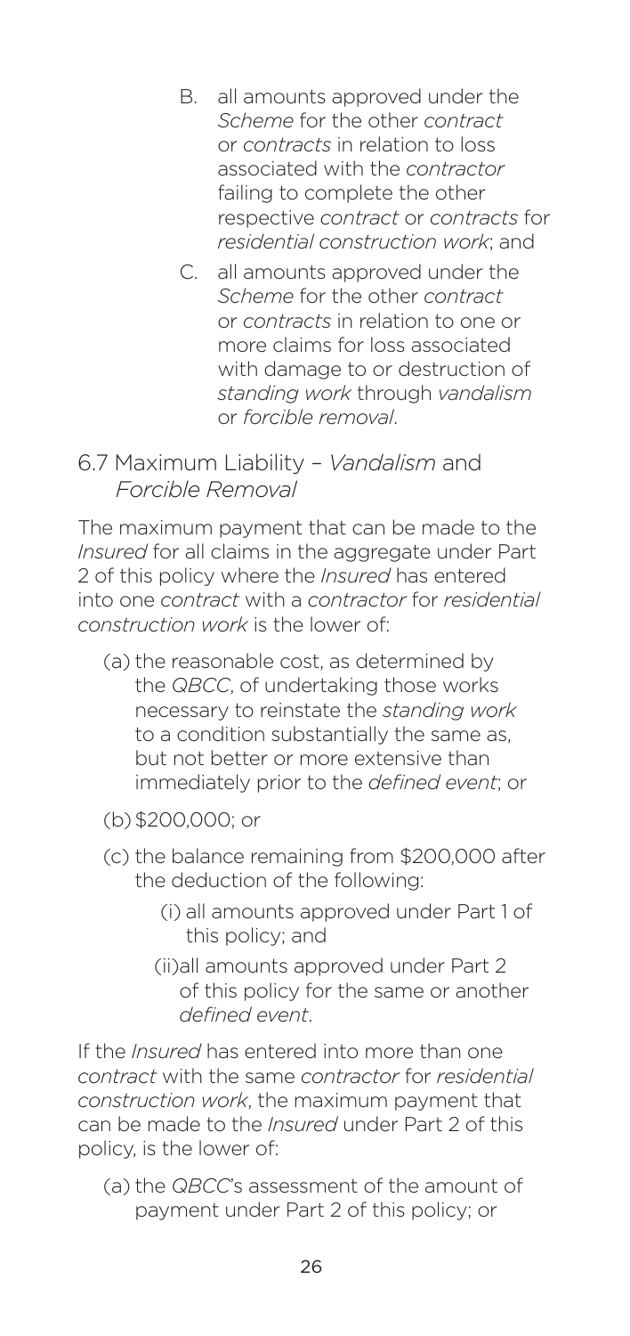B. all amounts approved under the *Scheme* for the other *contract* or *contracts* in relation to loss associated with the *contractor* failing to complete the other respective *contract* or *contracts* for *residential construction work*; and

C. all amounts approved under the *Scheme* for the other *contract* or *contracts* in relation to one or more claims for loss associated with damage to or destruction of *standing work* through *vandalism* or *forcible removal*.

### 6.7 Maximum Liability – *Vandalism* and *Forcible Removal*

The maximum payment that can be made to the *Insured* for all claims in the aggregate under Part 2 of this policy where the *Insured* has entered into one *contract* with a *contractor* for *residential construction work* is the lower of:

(a) the reasonable cost, as determined by the *QBCC*, of undertaking those works necessary to reinstate the *standing work* to a condition substantially the same as, but not better or more extensive than immediately prior to the *defined event*; or

(b) $200,000; or

(c) the balance remaining from $200,000 after the deduction of the following:

(i) all amounts approved under Part 1 of this policy; and

(ii) all amounts approved under Part 2 of this policy for the same or another *defined event*.

If the *Insured* has entered into more than one *contract* with the same *contractor* for *residential construction work*, the maximum payment that can be made to the *Insured* under Part 2 of this policy, is the lower of:

(a) the *QBCC*'s assessment of the amount of payment under Part 2 of this policy; or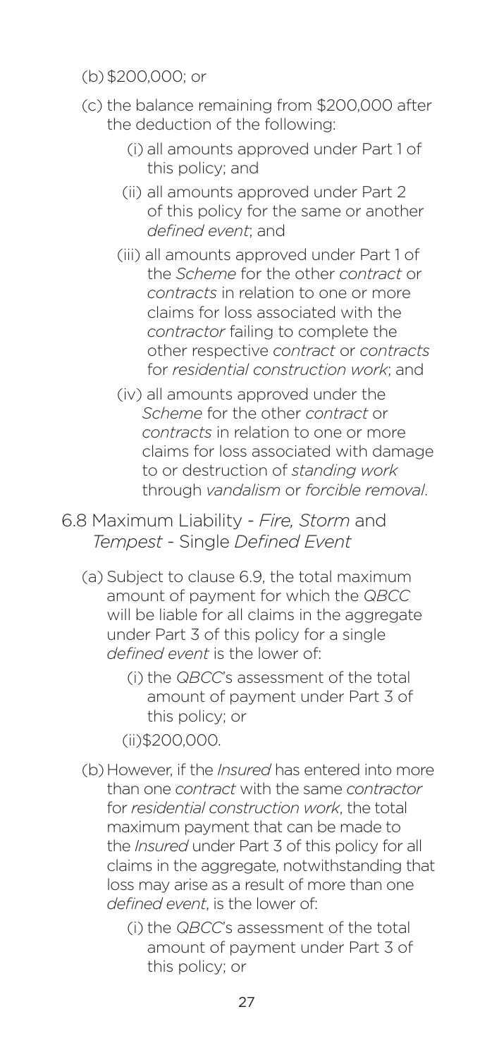(b) $200,000; or

(c) the balance remaining from $200,000 after the deduction of the following:

   (i) all amounts approved under Part 1 of this policy; and

   (ii) all amounts approved under Part 2 of this policy for the same or another *defined event*; and

   (iii) all amounts approved under Part 1 of the *Scheme* for the other *contract* or *contracts* in relation to one or more claims for loss associated with the *contractor* failing to complete the other respective *contract* or *contracts* for *residential construction work*; and

   (iv) all amounts approved under the *Scheme* for the other *contract* or *contracts* in relation to one or more claims for loss associated with damage to or destruction of *standing work* through *vandalism* or *forcible removal*.

6.8 Maximum Liability - *Fire, Storm* and *Tempest* - Single *Defined Event*

(a) Subject to clause 6.9, the total maximum amount of payment for which the *QBCC* will be liable for all claims in the aggregate under Part 3 of this policy for a single *defined event* is the lower of:

   (i) the *QBCC*'s assessment of the total amount of payment under Part 3 of this policy; or

   (ii) $200,000.

(b) However, if the *Insured* has entered into more than one *contract* with the same *contractor* for *residential construction work*, the total maximum payment that can be made to the *Insured* under Part 3 of this policy for all claims in the aggregate, notwithstanding that loss may arise as a result of more than one *defined event*, is the lower of:

   (i) the *QBCC*'s assessment of the total amount of payment under Part 3 of this policy; or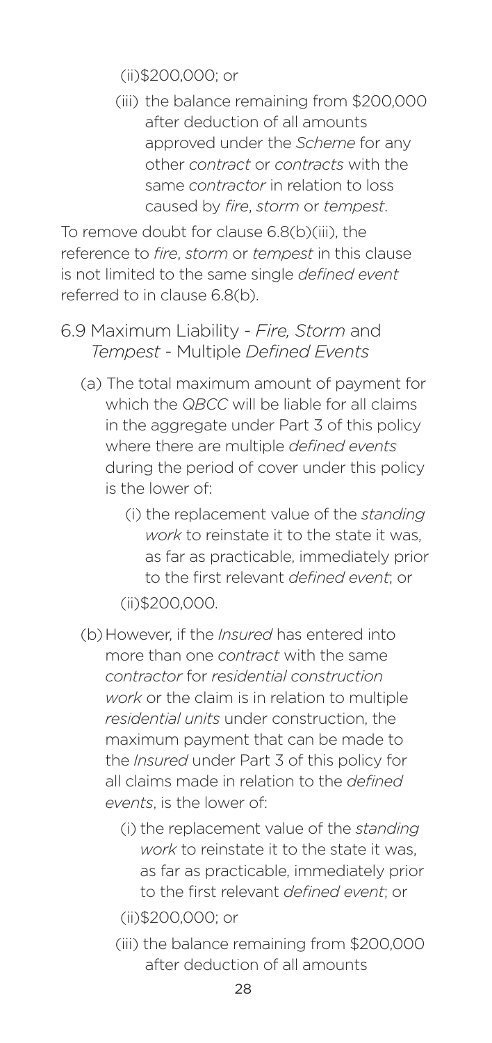(ii) $200,000; or

(iii) the balance remaining from $200,000 after deduction of all amounts approved under the *Scheme* for any other *contract* or *contracts* with the same *contractor* in relation to loss caused by *fire*, *storm* or *tempest*.

To remove doubt for clause 6.8(b)(iii), the reference to *fire*, *storm* or *tempest* in this clause is not limited to the same single *defined event* referred to in clause 6.8(b).

### 6.9 Maximum Liability - *Fire, Storm* and *Tempest* - Multiple *Defined Events*

(a) The total maximum amount of payment for which the *QBCC* will be liable for all claims in the aggregate under Part 3 of this policy where there are multiple *defined events* during the period of cover under this policy is the lower of:

(i) the replacement value of the *standing work* to reinstate it to the state it was, as far as practicable, immediately prior to the first relevant *defined event*; or

(ii) $200,000.

(b) However, if the *Insured* has entered into more than one *contract* with the same *contractor* for *residential construction work* or the claim is in relation to multiple *residential units* under construction, the maximum payment that can be made to the *Insured* under Part 3 of this policy for all claims made in relation to the *defined events*, is the lower of:

(i) the replacement value of the *standing work* to reinstate it to the state it was, as far as practicable, immediately prior to the first relevant *defined event*; or

(ii) $200,000; or

(iii) the balance remaining from $200,000 after deduction of all amounts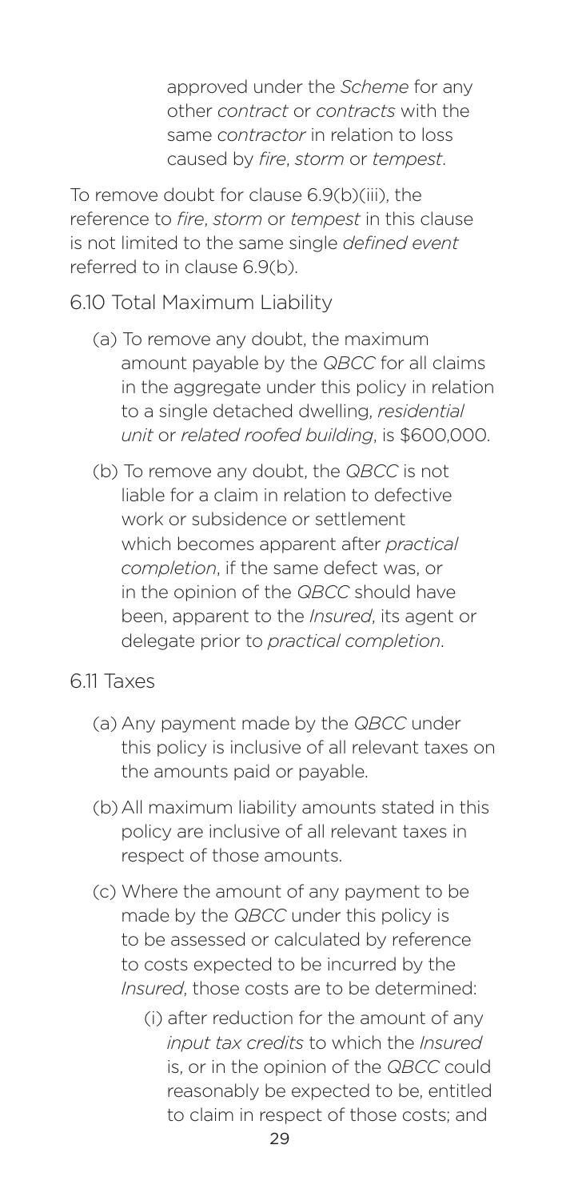approved under the *Scheme* for any other *contract* or *contracts* with the same *contractor* in relation to loss caused by *fire*, *storm* or *tempest*.

To remove doubt for clause 6.9(b)(iii), the reference to *fire*, *storm* or *tempest* in this clause is not limited to the same single *defined event* referred to in clause 6.9(b).

### 6.10 Total Maximum Liability

(a) To remove any doubt, the maximum amount payable by the *QBCC* for all claims in the aggregate under this policy in relation to a single detached dwelling, *residential unit* or *related roofed building*, is $600,000.

(b) To remove any doubt, the *QBCC* is not liable for a claim in relation to defective work or subsidence or settlement which becomes apparent after *practical completion*, if the same defect was, or in the opinion of the *QBCC* should have been, apparent to the *Insured*, its agent or delegate prior to *practical completion*.

### 6.11 Taxes

(a) Any payment made by the *QBCC* under this policy is inclusive of all relevant taxes on the amounts paid or payable.

(b) All maximum liability amounts stated in this policy are inclusive of all relevant taxes in respect of those amounts.

(c) Where the amount of any payment to be made by the *QBCC* under this policy is to be assessed or calculated by reference to costs expected to be incurred by the *Insured*, those costs are to be determined:

(i) after reduction for the amount of any *input tax credits* to which the *Insured* is, or in the opinion of the *QBCC* could reasonably be expected to be, entitled to claim in respect of those costs; and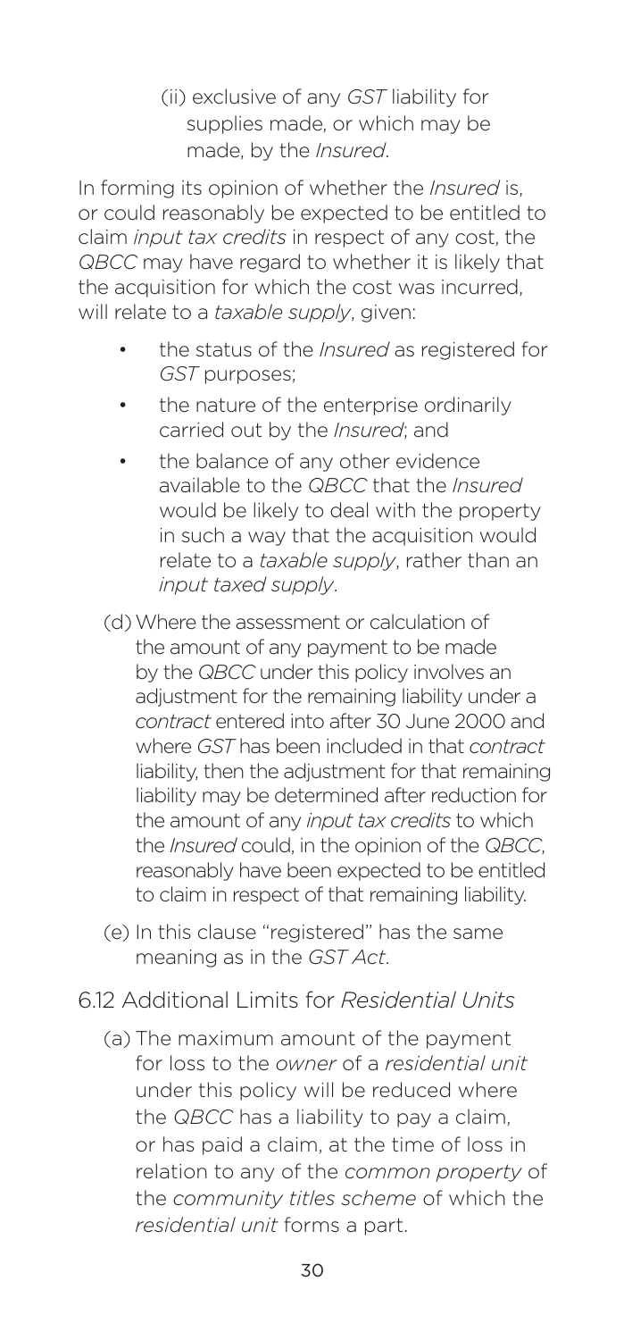(ii) exclusive of any *GST* liability for supplies made, or which may be made, by the *Insured*.

In forming its opinion of whether the *Insured* is, or could reasonably be expected to be entitled to claim *input tax credits* in respect of any cost, the *QBCC* may have regard to whether it is likely that the acquisition for which the cost was incurred, will relate to a *taxable supply*, given:

- the status of the *Insured* as registered for *GST* purposes;
- the nature of the enterprise ordinarily carried out by the *Insured*; and
- the balance of any other evidence available to the *QBCC* that the *Insured* would be likely to deal with the property in such a way that the acquisition would relate to a *taxable supply*, rather than an *input taxed supply*.

(d) Where the assessment or calculation of the amount of any payment to be made by the *QBCC* under this policy involves an adjustment for the remaining liability under a *contract* entered into after 30 June 2000 and where *GST* has been included in that *contract* liability, then the adjustment for that remaining liability may be determined after reduction for the amount of any *input tax credits* to which the *Insured* could, in the opinion of the *QBCC*, reasonably have been expected to be entitled to claim in respect of that remaining liability.

(e) In this clause "registered" has the same meaning as in the *GST Act*.

### 6.12 Additional Limits for *Residential Units*

(a) The maximum amount of the payment for loss to the *owner* of a *residential unit* under this policy will be reduced where the *QBCC* has a liability to pay a claim, or has paid a claim, at the time of loss in relation to any of the *common property* of the *community titles scheme* of which the *residential unit* forms a part.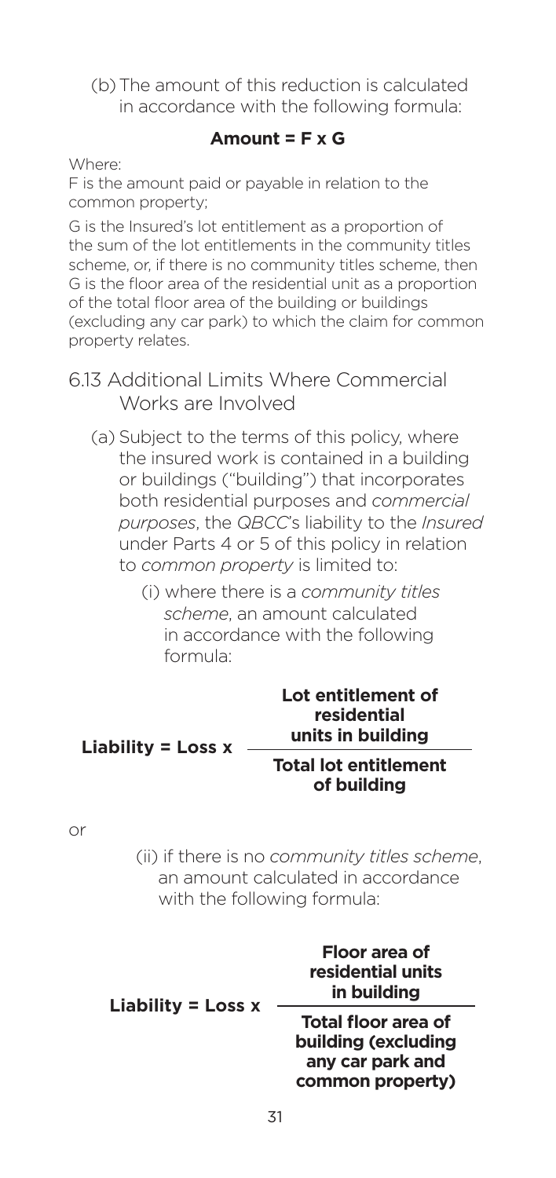(b) The amount of this reduction is calculated in accordance with the following formula:

$$\textbf{Amount} = F \times G$$

Where:

F is the amount paid or payable in relation to the common property;

G is the Insured's lot entitlement as a proportion of the sum of the lot entitlements in the community titles scheme, or, if there is no community titles scheme, then G is the floor area of the residential unit as a proportion of the total floor area of the building or buildings (excluding any car park) to which the claim for common property relates.

## 6.13 Additional Limits Where Commercial Works are Involved

(a) Subject to the terms of this policy, where the insured work is contained in a building or buildings ("building") that incorporates both residential purposes and *commercial purposes*, the *QBCC*'s liability to the *Insured* under Parts 4 or 5 of this policy in relation to *common property* is limited to:

(i) where there is a *community titles scheme*, an amount calculated in accordance with the following formula:

$$\textbf{Liability} = \textbf{Loss} \times \frac{\textbf{Lot entitlement of residential units in building}}{\textbf{Total lot entitlement of building}}$$

or

(ii) if there is no *community titles scheme*, an amount calculated in accordance with the following formula:

$$\textbf{Liability} = \textbf{Loss} \times \frac{\textbf{Floor area of residential units in building}}{\textbf{Total floor area of building (excluding any car park and common property)}}$$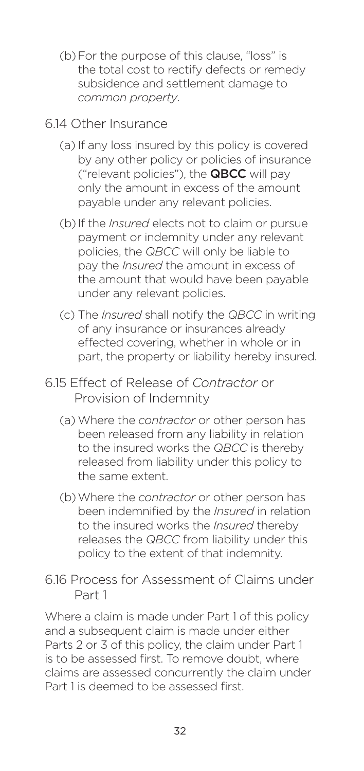(b) For the purpose of this clause, "loss" is the total cost to rectify defects or remedy subsidence and settlement damage to *common property*.

### 6.14 Other Insurance

(a) If any loss insured by this policy is covered by any other policy or policies of insurance ("relevant policies"), the **QBCC** will pay only the amount in excess of the amount payable under any relevant policies.

(b) If the *Insured* elects not to claim or pursue payment or indemnity under any relevant policies, the *QBCC* will only be liable to pay the *Insured* the amount in excess of the amount that would have been payable under any relevant policies.

(c) The *Insured* shall notify the *QBCC* in writing of any insurance or insurances already effected covering, whether in whole or in part, the property or liability hereby insured.

### 6.15 Effect of Release of *Contractor* or Provision of Indemnity

(a) Where the *contractor* or other person has been released from any liability in relation to the insured works the *QBCC* is thereby released from liability under this policy to the same extent.

(b) Where the *contractor* or other person has been indemnified by the *Insured* in relation to the insured works the *Insured* thereby releases the *QBCC* from liability under this policy to the extent of that indemnity.

### 6.16 Process for Assessment of Claims under Part 1

Where a claim is made under Part 1 of this policy and a subsequent claim is made under either Parts 2 or 3 of this policy, the claim under Part 1 is to be assessed first. To remove doubt, where claims are assessed concurrently the claim under Part 1 is deemed to be assessed first.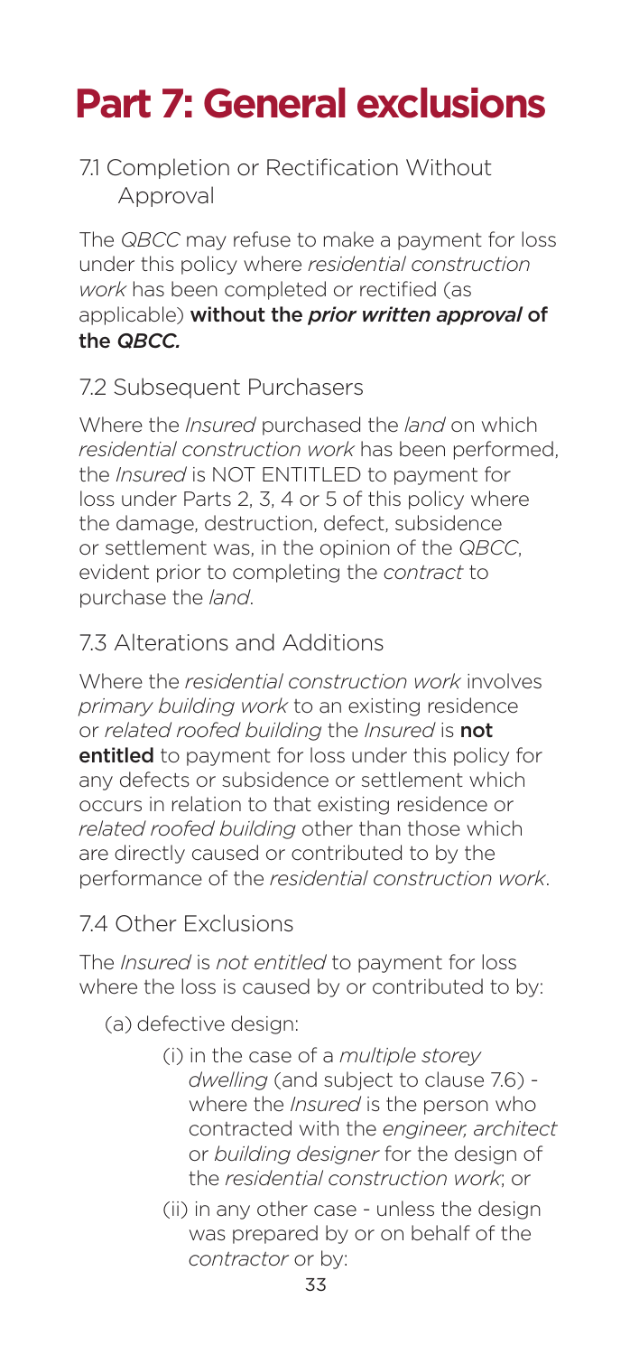# Part 7: General exclusions

## 7.1 Completion or Rectification Without Approval

The *QBCC* may refuse to make a payment for loss under this policy where *residential construction work* has been completed or rectified (as applicable) **without the *prior written approval* of the *QBCC*.**

## 7.2 Subsequent Purchasers

Where the *Insured* purchased the *land* on which *residential construction work* has been performed, the *Insured* is NOT ENTITLED to payment for loss under Parts 2, 3, 4 or 5 of this policy where the damage, destruction, defect, subsidence or settlement was, in the opinion of the *QBCC*, evident prior to completing the *contract* to purchase the *land*.

## 7.3 Alterations and Additions

Where the *residential construction work* involves *primary building work* to an existing residence or *related roofed building* the *Insured* is **not entitled** to payment for loss under this policy for any defects or subsidence or settlement which occurs in relation to that existing residence or *related roofed building* other than those which are directly caused or contributed to by the performance of the *residential construction work*.

## 7.4 Other Exclusions

The *Insured* is *not entitled* to payment for loss where the loss is caused by or contributed to by:

(a) defective design:

- (i) in the case of a *multiple storey dwelling* (and subject to clause 7.6) - where the *Insured* is the person who contracted with the *engineer, architect* or *building designer* for the design of the *residential construction work*; or
- (ii) in any other case - unless the design was prepared by or on behalf of the *contractor* or by: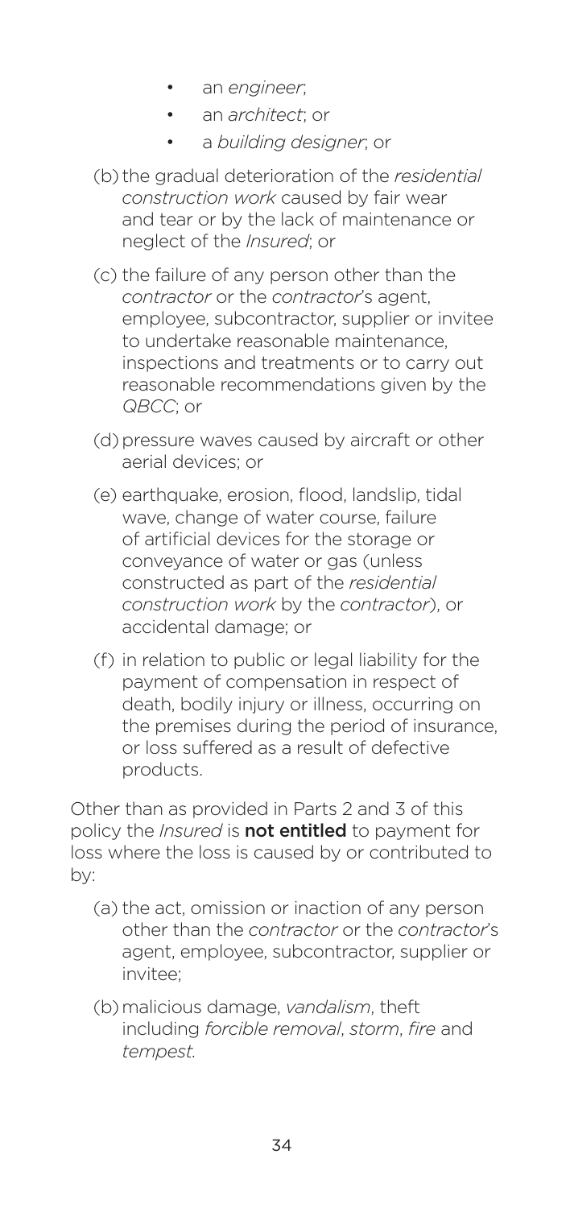- an *engineer*;
- an *architect*; or
- a *building designer*; or

(b) the gradual deterioration of the *residential construction work* caused by fair wear and tear or by the lack of maintenance or neglect of the *Insured*; or

(c) the failure of any person other than the *contractor* or the *contractor*'s agent, employee, subcontractor, supplier or invitee to undertake reasonable maintenance, inspections and treatments or to carry out reasonable recommendations given by the *QBCC*; or

(d) pressure waves caused by aircraft or other aerial devices; or

(e) earthquake, erosion, flood, landslip, tidal wave, change of water course, failure of artificial devices for the storage or conveyance of water or gas (unless constructed as part of the *residential construction work* by the *contractor*), or accidental damage; or

(f) in relation to public or legal liability for the payment of compensation in respect of death, bodily injury or illness, occurring on the premises during the period of insurance, or loss suffered as a result of defective products.

Other than as provided in Parts 2 and 3 of this policy the *Insured* is **not entitled** to payment for loss where the loss is caused by or contributed to by:

(a) the act, omission or inaction of any person other than the *contractor* or the *contractor*'s agent, employee, subcontractor, supplier or invitee;

(b) malicious damage, *vandalism*, theft including *forcible removal*, *storm*, *fire* and *tempest.*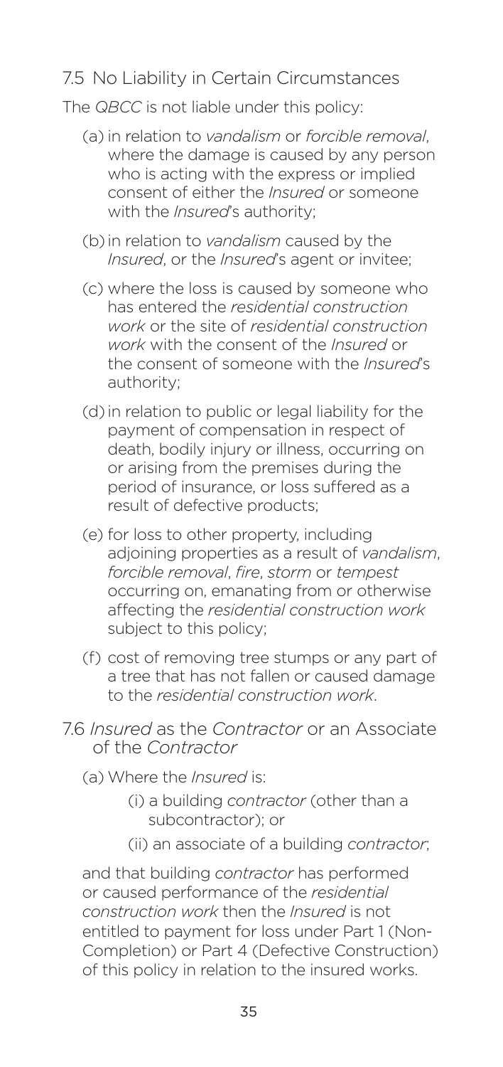## 7.5 No Liability in Certain Circumstances

The *QBCC* is not liable under this policy:

(a) in relation to *vandalism* or *forcible removal*, where the damage is caused by any person who is acting with the express or implied consent of either the *Insured* or someone with the *Insured*'s authority;

(b) in relation to *vandalism* caused by the *Insured*, or the *Insured*'s agent or invitee;

(c) where the loss is caused by someone who has entered the *residential construction work* or the site of *residential construction work* with the consent of the *Insured* or the consent of someone with the *Insured*'s authority;

(d) in relation to public or legal liability for the payment of compensation in respect of death, bodily injury or illness, occurring on or arising from the premises during the period of insurance, or loss suffered as a result of defective products;

(e) for loss to other property, including adjoining properties as a result of *vandalism*, *forcible removal*, *fire*, *storm* or *tempest* occurring on, emanating from or otherwise affecting the *residential construction work* subject to this policy;

(f) cost of removing tree stumps or any part of a tree that has not fallen or caused damage to the *residential construction work*.

## 7.6 *Insured* as the *Contractor* or an Associate of the *Contractor*

(a) Where the *Insured* is:

- (i) a building *contractor* (other than a subcontractor); or
- (ii) an associate of a building *contractor*;

and that building *contractor* has performed or caused performance of the *residential construction work* then the *Insured* is not entitled to payment for loss under Part 1 (Non-Completion) or Part 4 (Defective Construction) of this policy in relation to the insured works.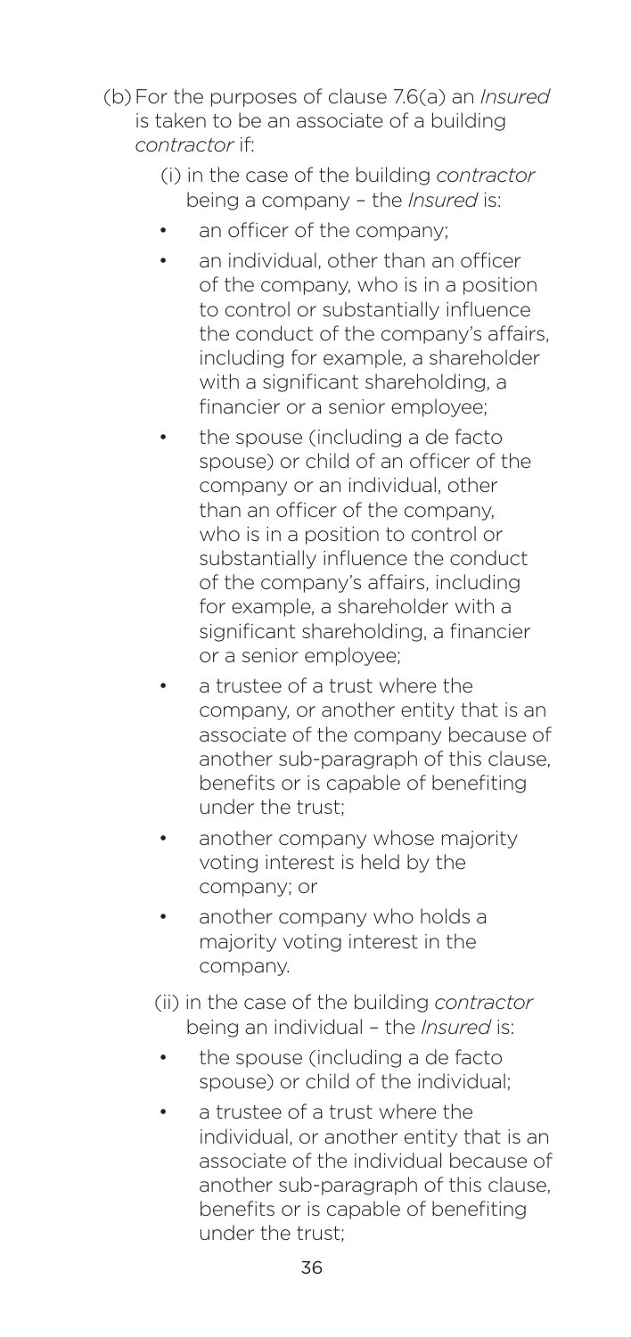(b) For the purposes of clause 7.6(a) an *Insured* is taken to be an associate of a building *contractor* if:

(i) in the case of the building *contractor* being a company – the *Insured* is:

- an officer of the company;
- an individual, other than an officer of the company, who is in a position to control or substantially influence the conduct of the company's affairs, including for example, a shareholder with a significant shareholding, a financier or a senior employee;
- the spouse (including a de facto spouse) or child of an officer of the company or an individual, other than an officer of the company, who is in a position to control or substantially influence the conduct of the company's affairs, including for example, a shareholder with a significant shareholding, a financier or a senior employee;
- a trustee of a trust where the company, or another entity that is an associate of the company because of another sub-paragraph of this clause, benefits or is capable of benefiting under the trust;
- another company whose majority voting interest is held by the company; or
- another company who holds a majority voting interest in the company.

(ii) in the case of the building *contractor* being an individual – the *Insured* is:

- the spouse (including a de facto spouse) or child of the individual;
- a trustee of a trust where the individual, or another entity that is an associate of the individual because of another sub-paragraph of this clause, benefits or is capable of benefiting under the trust;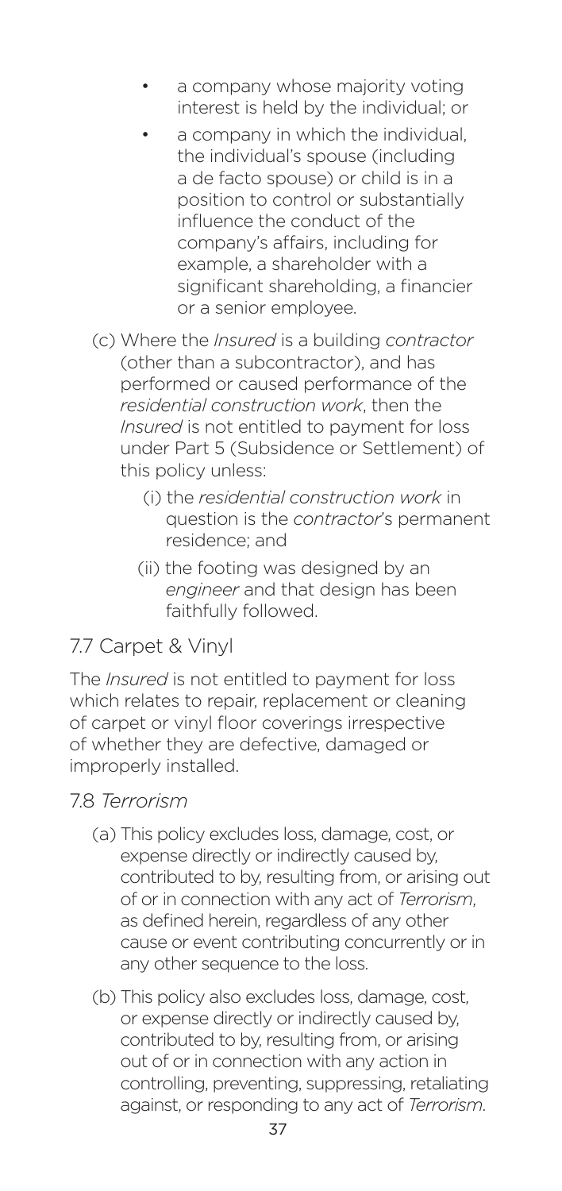- a company whose majority voting interest is held by the individual; or
- a company in which the individual, the individual's spouse (including a de facto spouse) or child is in a position to control or substantially influence the conduct of the company's affairs, including for example, a shareholder with a significant shareholding, a financier or a senior employee.

(c) Where the *Insured* is a building *contractor* (other than a subcontractor), and has performed or caused performance of the *residential construction work*, then the *Insured* is not entitled to payment for loss under Part 5 (Subsidence or Settlement) of this policy unless:

(i) the *residential construction work* in question is the *contractor*'s permanent residence; and

(ii) the footing was designed by an *engineer* and that design has been faithfully followed.

## 7.7 Carpet & Vinyl

The *Insured* is not entitled to payment for loss which relates to repair, replacement or cleaning of carpet or vinyl floor coverings irrespective of whether they are defective, damaged or improperly installed.

## 7.8 *Terrorism*

(a) This policy excludes loss, damage, cost, or expense directly or indirectly caused by, contributed to by, resulting from, or arising out of or in connection with any act of *Terrorism*, as defined herein, regardless of any other cause or event contributing concurrently or in any other sequence to the loss.

(b) This policy also excludes loss, damage, cost, or expense directly or indirectly caused by, contributed to by, resulting from, or arising out of or in connection with any action in controlling, preventing, suppressing, retaliating against, or responding to any act of *Terrorism*.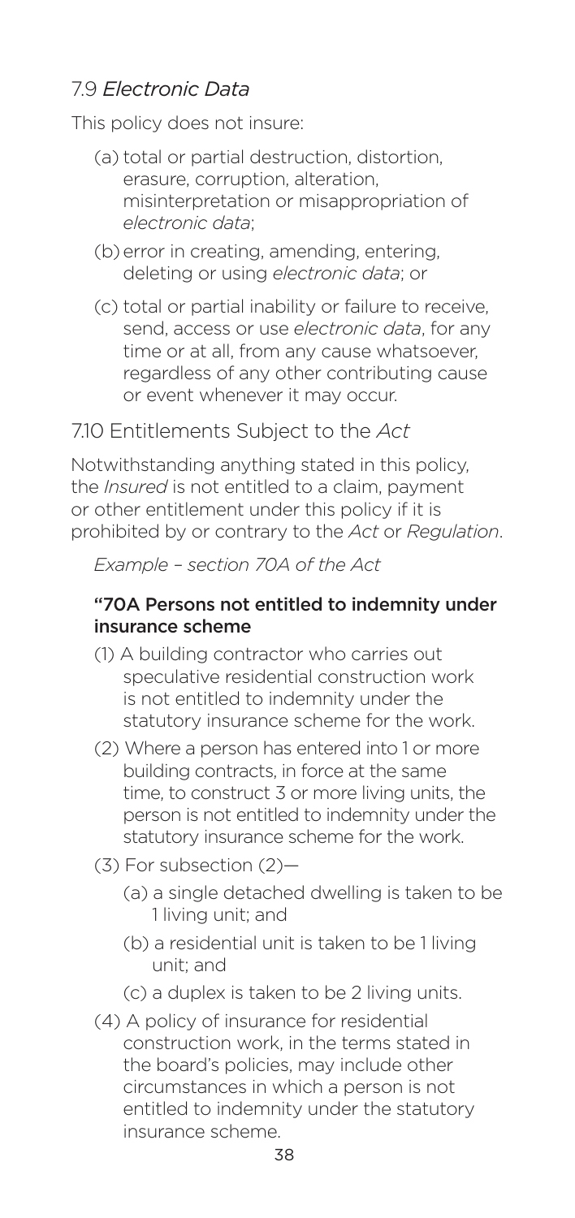## 7.9 *Electronic Data*

This policy does not insure:

(a) total or partial destruction, distortion, erasure, corruption, alteration, misinterpretation or misappropriation of *electronic data*;

(b) error in creating, amending, entering, deleting or using *electronic data*; or

(c) total or partial inability or failure to receive, send, access or use *electronic data*, for any time or at all, from any cause whatsoever, regardless of any other contributing cause or event whenever it may occur.

## 7.10 Entitlements Subject to the *Act*

Notwithstanding anything stated in this policy, the *Insured* is not entitled to a claim, payment or other entitlement under this policy if it is prohibited by or contrary to the *Act* or *Regulation*.

*Example – section 70A of the Act*

**"70A Persons not entitled to indemnity under insurance scheme**

(1) A building contractor who carries out speculative residential construction work is not entitled to indemnity under the statutory insurance scheme for the work.

(2) Where a person has entered into 1 or more building contracts, in force at the same time, to construct 3 or more living units, the person is not entitled to indemnity under the statutory insurance scheme for the work.

(3) For subsection (2)—

(a) a single detached dwelling is taken to be 1 living unit; and

(b) a residential unit is taken to be 1 living unit; and

(c) a duplex is taken to be 2 living units.

(4) A policy of insurance for residential construction work, in the terms stated in the board's policies, may include other circumstances in which a person is not entitled to indemnity under the statutory insurance scheme.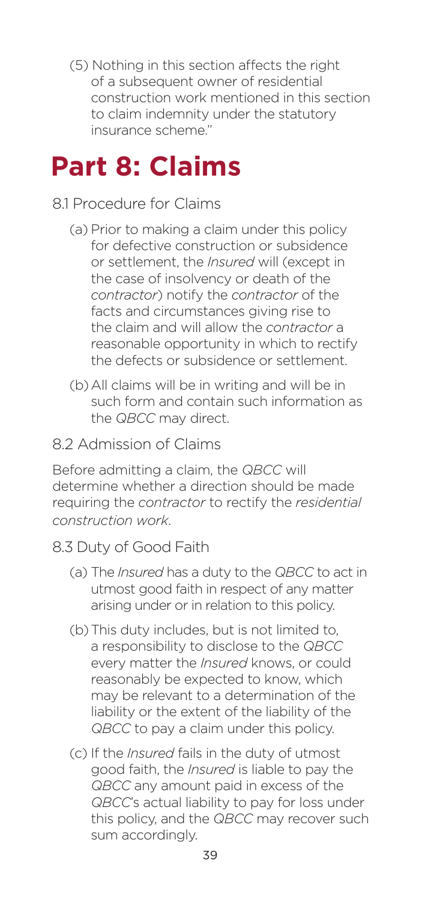(5) Nothing in this section affects the right of a subsequent owner of residential construction work mentioned in this section to claim indemnity under the statutory insurance scheme."

# Part 8: Claims

8.1 Procedure for Claims

(a) Prior to making a claim under this policy for defective construction or subsidence or settlement, the *Insured* will (except in the case of insolvency or death of the *contractor*) notify the *contractor* of the facts and circumstances giving rise to the claim and will allow the *contractor* a reasonable opportunity in which to rectify the defects or subsidence or settlement.

(b) All claims will be in writing and will be in such form and contain such information as the *QBCC* may direct.

8.2 Admission of Claims

Before admitting a claim, the *QBCC* will determine whether a direction should be made requiring the *contractor* to rectify the *residential construction work*.

8.3 Duty of Good Faith

(a) The *Insured* has a duty to the *QBCC* to act in utmost good faith in respect of any matter arising under or in relation to this policy.

(b) This duty includes, but is not limited to, a responsibility to disclose to the *QBCC* every matter the *Insured* knows, or could reasonably be expected to know, which may be relevant to a determination of the liability or the extent of the liability of the *QBCC* to pay a claim under this policy.

(c) If the *Insured* fails in the duty of utmost good faith, the *Insured* is liable to pay the *QBCC* any amount paid in excess of the *QBCC*'s actual liability to pay for loss under this policy, and the *QBCC* may recover such sum accordingly.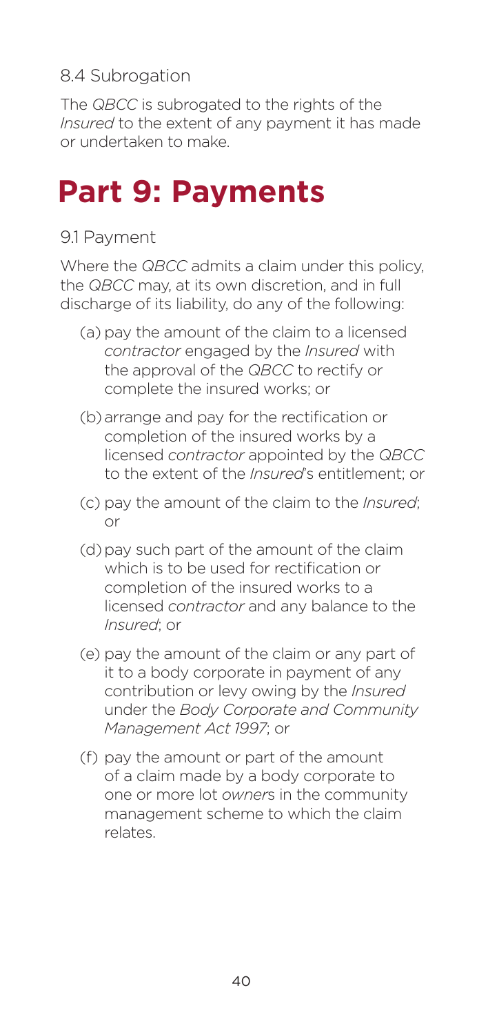### 8.4 Subrogation

The *QBCC* is subrogated to the rights of the *Insured* to the extent of any payment it has made or undertaken to make.

# Part 9: Payments

### 9.1 Payment

Where the *QBCC* admits a claim under this policy, the *QBCC* may, at its own discretion, and in full discharge of its liability, do any of the following:

(a) pay the amount of the claim to a licensed *contractor* engaged by the *Insured* with the approval of the *QBCC* to rectify or complete the insured works; or

(b) arrange and pay for the rectification or completion of the insured works by a licensed *contractor* appointed by the *QBCC* to the extent of the *Insured*'s entitlement; or

(c) pay the amount of the claim to the *Insured*; or

(d) pay such part of the amount of the claim which is to be used for rectification or completion of the insured works to a licensed *contractor* and any balance to the *Insured*; or

(e) pay the amount of the claim or any part of it to a body corporate in payment of any contribution or levy owing by the *Insured* under the *Body Corporate and Community Management Act 1997*; or

(f) pay the amount or part of the amount of a claim made by a body corporate to one or more lot *owner*s in the community management scheme to which the claim relates.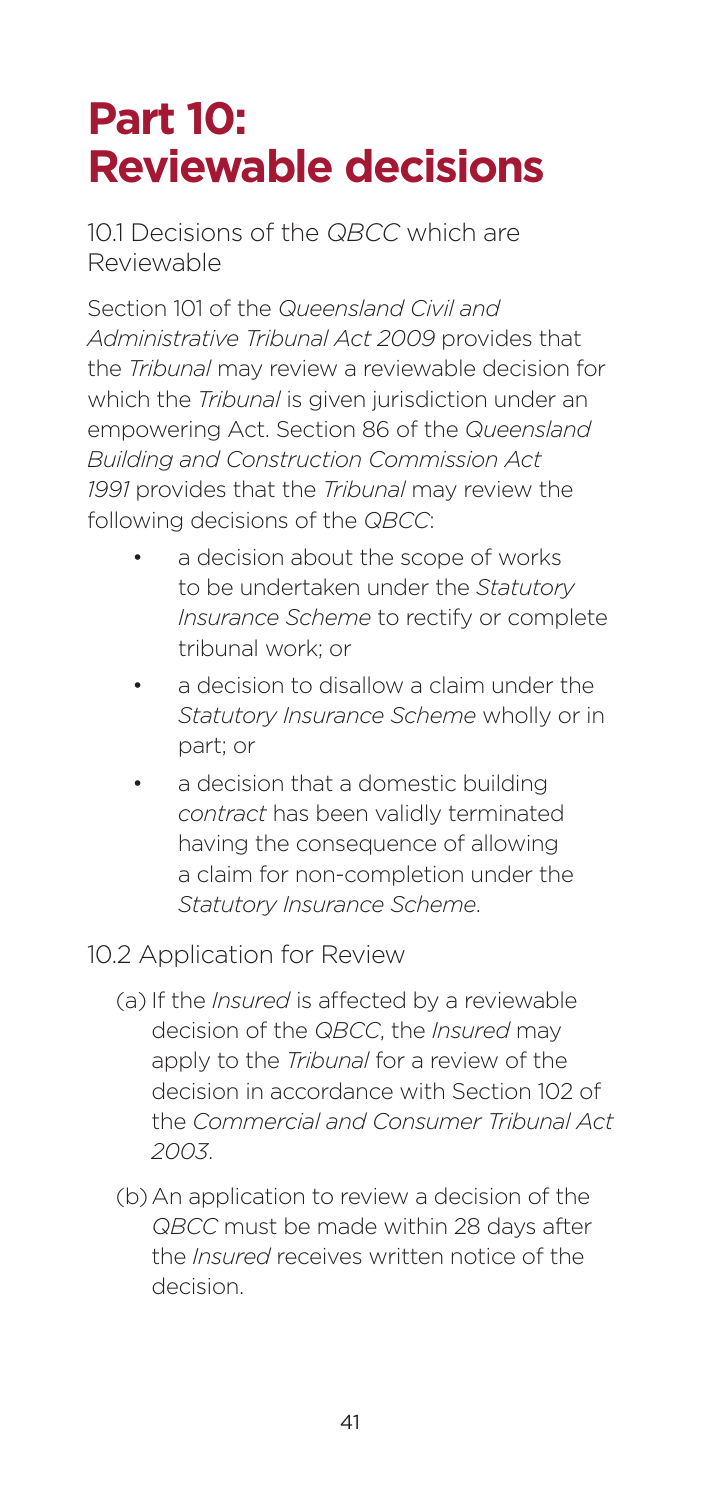# Part 10: Reviewable decisions

## 10.1 Decisions of the *QBCC* which are Reviewable

Section 101 of the *Queensland Civil and Administrative Tribunal Act 2009* provides that the *Tribunal* may review a reviewable decision for which the *Tribunal* is given jurisdiction under an empowering Act. Section 86 of the *Queensland Building and Construction Commission Act 1991* provides that the *Tribunal* may review the following decisions of the *QBCC*:

- a decision about the scope of works to be undertaken under the *Statutory Insurance Scheme* to rectify or complete tribunal work; or
- a decision to disallow a claim under the *Statutory Insurance Scheme* wholly or in part; or
- a decision that a domestic building *contract* has been validly terminated having the consequence of allowing a claim for non-completion under the *Statutory Insurance Scheme*.

## 10.2 Application for Review

(a) If the *Insured* is affected by a reviewable decision of the *QBCC*, the *Insured* may apply to the *Tribunal* for a review of the decision in accordance with Section 102 of the *Commercial and Consumer Tribunal Act 2003*.

(b) An application to review a decision of the *QBCC* must be made within 28 days after the *Insured* receives written notice of the decision.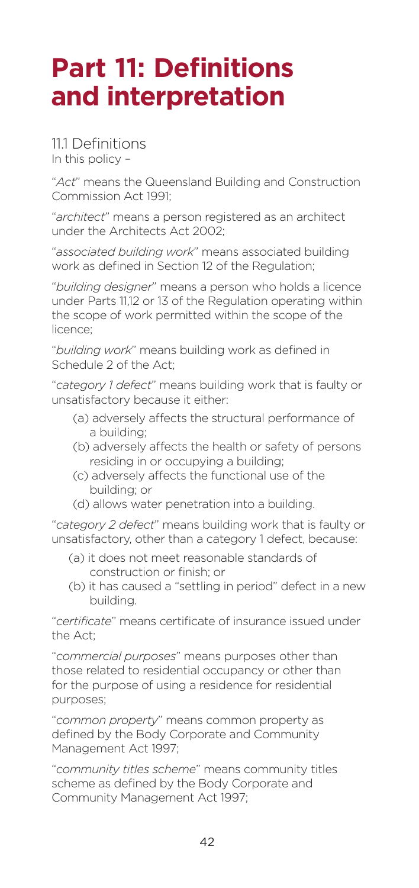# Part 11: Definitions and interpretation

## 11.1 Definitions

In this policy –

"*Act*" means the Queensland Building and Construction Commission Act 1991;

"*architect*" means a person registered as an architect under the Architects Act 2002;

"*associated building work*" means associated building work as defined in Section 12 of the Regulation;

"*building designer*" means a person who holds a licence under Parts 11,12 or 13 of the Regulation operating within the scope of work permitted within the scope of the licence;

"*building work*" means building work as defined in Schedule 2 of the Act;

"*category 1 defect*" means building work that is faulty or unsatisfactory because it either:

(a) adversely affects the structural performance of a building;
(b) adversely affects the health or safety of persons residing in or occupying a building;
(c) adversely affects the functional use of the building; or
(d) allows water penetration into a building.

"*category 2 defect*" means building work that is faulty or unsatisfactory, other than a category 1 defect, because:

(a) it does not meet reasonable standards of construction or finish; or
(b) it has caused a "settling in period" defect in a new building.

"*certificate*" means certificate of insurance issued under the Act;

"*commercial purposes*" means purposes other than those related to residential occupancy or other than for the purpose of using a residence for residential purposes;

"*common property*" means common property as defined by the Body Corporate and Community Management Act 1997;

"*community titles scheme*" means community titles scheme as defined by the Body Corporate and Community Management Act 1997;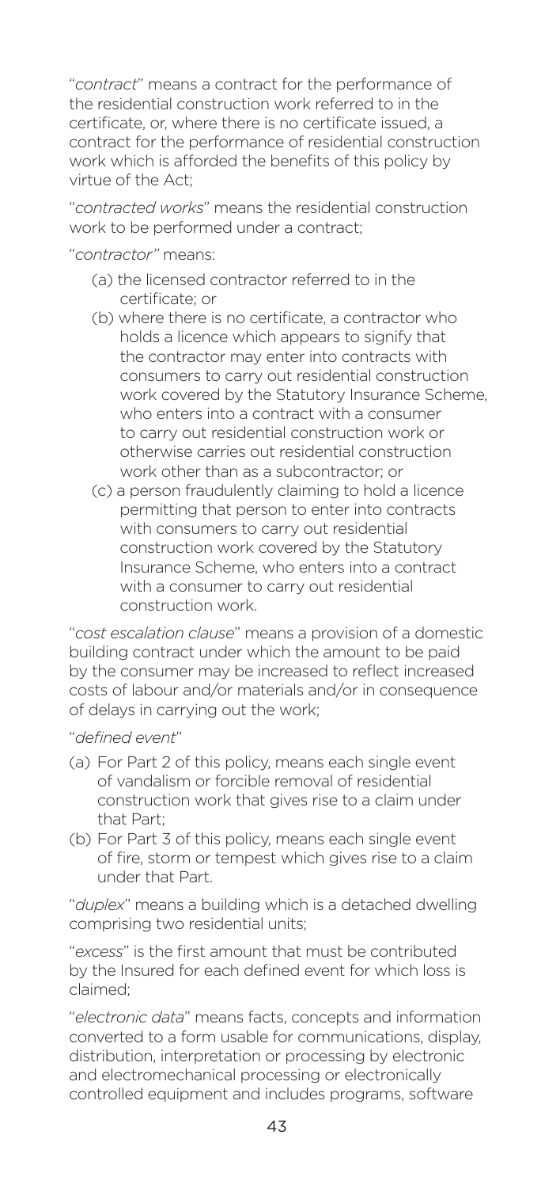"*contract*" means a contract for the performance of the residential construction work referred to in the certificate, or, where there is no certificate issued, a contract for the performance of residential construction work which is afforded the benefits of this policy by virtue of the Act;

"*contracted works*" means the residential construction work to be performed under a contract;

"*contractor*" means:

(a) the licensed contractor referred to in the certificate; or

(b) where there is no certificate, a contractor who holds a licence which appears to signify that the contractor may enter into contracts with consumers to carry out residential construction work covered by the Statutory Insurance Scheme, who enters into a contract with a consumer to carry out residential construction work or otherwise carries out residential construction work other than as a subcontractor; or

(c) a person fraudulently claiming to hold a licence permitting that person to enter into contracts with consumers to carry out residential construction work covered by the Statutory Insurance Scheme, who enters into a contract with a consumer to carry out residential construction work.

"*cost escalation clause*" means a provision of a domestic building contract under which the amount to be paid by the consumer may be increased to reflect increased costs of labour and/or materials and/or in consequence of delays in carrying out the work;

"*defined event*"

(a) For Part 2 of this policy, means each single event of vandalism or forcible removal of residential construction work that gives rise to a claim under that Part;

(b) For Part 3 of this policy, means each single event of fire, storm or tempest which gives rise to a claim under that Part.

"*duplex*" means a building which is a detached dwelling comprising two residential units;

"*excess*" is the first amount that must be contributed by the Insured for each defined event for which loss is claimed;

"*electronic data*" means facts, concepts and information converted to a form usable for communications, display, distribution, interpretation or processing by electronic and electromechanical processing or electronically controlled equipment and includes programs, software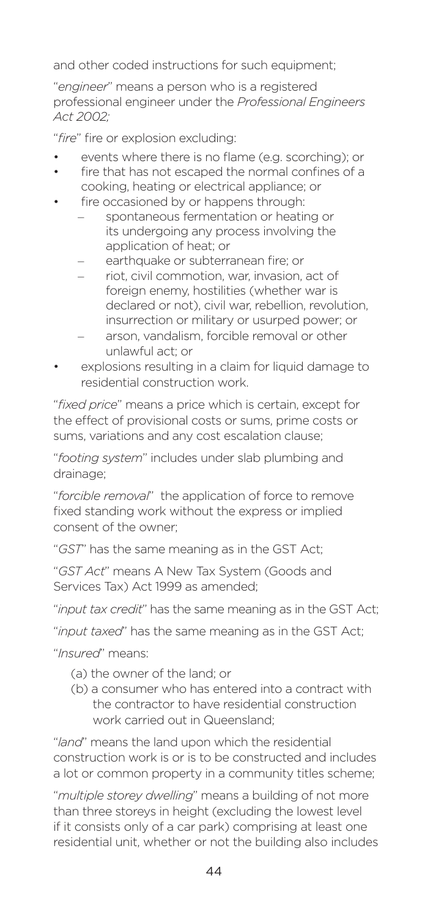and other coded instructions for such equipment;

"*engineer*" means a person who is a registered professional engineer under the *Professional Engineers Act 2002;*

"*fire*" fire or explosion excluding:

- events where there is no flame (e.g. scorching); or
- fire that has not escaped the normal confines of a cooking, heating or electrical appliance; or
- fire occasioned by or happens through:
  - spontaneous fermentation or heating or its undergoing any process involving the application of heat; or
  - earthquake or subterranean fire; or
  - riot, civil commotion, war, invasion, act of foreign enemy, hostilities (whether war is declared or not), civil war, rebellion, revolution, insurrection or military or usurped power; or
  - arson, vandalism, forcible removal or other unlawful act; or
- explosions resulting in a claim for liquid damage to residential construction work.

"*fixed price*" means a price which is certain, except for the effect of provisional costs or sums, prime costs or sums, variations and any cost escalation clause;

"*footing system*" includes under slab plumbing and drainage;

"*forcible removal*" the application of force to remove fixed standing work without the express or implied consent of the owner;

"*GST*" has the same meaning as in the GST Act;

"*GST Act*" means A New Tax System (Goods and Services Tax) Act 1999 as amended;

"*input tax credit*" has the same meaning as in the GST Act;

"*input taxed*" has the same meaning as in the GST Act;

"*Insured*" means:

(a) the owner of the land; or

(b) a consumer who has entered into a contract with the contractor to have residential construction work carried out in Queensland;

"*land*" means the land upon which the residential construction work is or is to be constructed and includes a lot or common property in a community titles scheme;

"*multiple storey dwelling*" means a building of not more than three storeys in height (excluding the lowest level if it consists only of a car park) comprising at least one residential unit, whether or not the building also includes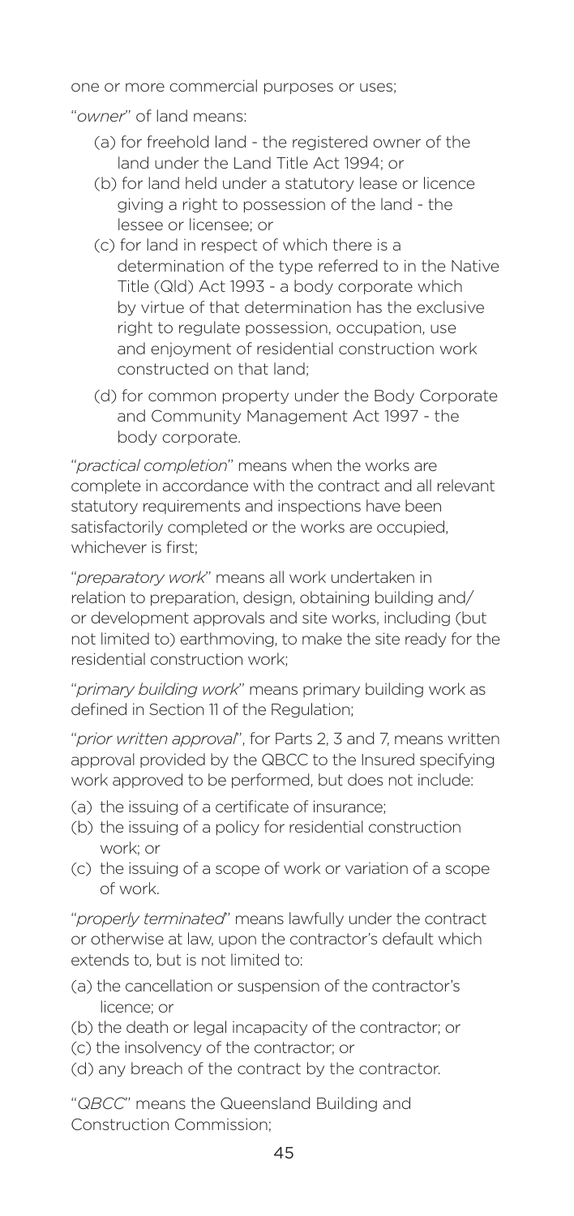one or more commercial purposes or uses;

"*owner*" of land means:

(a) for freehold land - the registered owner of the land under the Land Title Act 1994; or

(b) for land held under a statutory lease or licence giving a right to possession of the land - the lessee or licensee; or

(c) for land in respect of which there is a determination of the type referred to in the Native Title (Qld) Act 1993 - a body corporate which by virtue of that determination has the exclusive right to regulate possession, occupation, use and enjoyment of residential construction work constructed on that land;

(d) for common property under the Body Corporate and Community Management Act 1997 - the body corporate.

"*practical completion*" means when the works are complete in accordance with the contract and all relevant statutory requirements and inspections have been satisfactorily completed or the works are occupied, whichever is first;

"*preparatory work*" means all work undertaken in relation to preparation, design, obtaining building and/ or development approvals and site works, including (but not limited to) earthmoving, to make the site ready for the residential construction work;

"*primary building work*" means primary building work as defined in Section 11 of the Regulation;

"*prior written approval*", for Parts 2, 3 and 7, means written approval provided by the QBCC to the Insured specifying work approved to be performed, but does not include:

(a) the issuing of a certificate of insurance;

(b) the issuing of a policy for residential construction work; or

(c) the issuing of a scope of work or variation of a scope of work.

"*properly terminated*" means lawfully under the contract or otherwise at law, upon the contractor's default which extends to, but is not limited to:

(a) the cancellation or suspension of the contractor's licence; or

(b) the death or legal incapacity of the contractor; or

(c) the insolvency of the contractor; or

(d) any breach of the contract by the contractor.

"*QBCC*" means the Queensland Building and Construction Commission;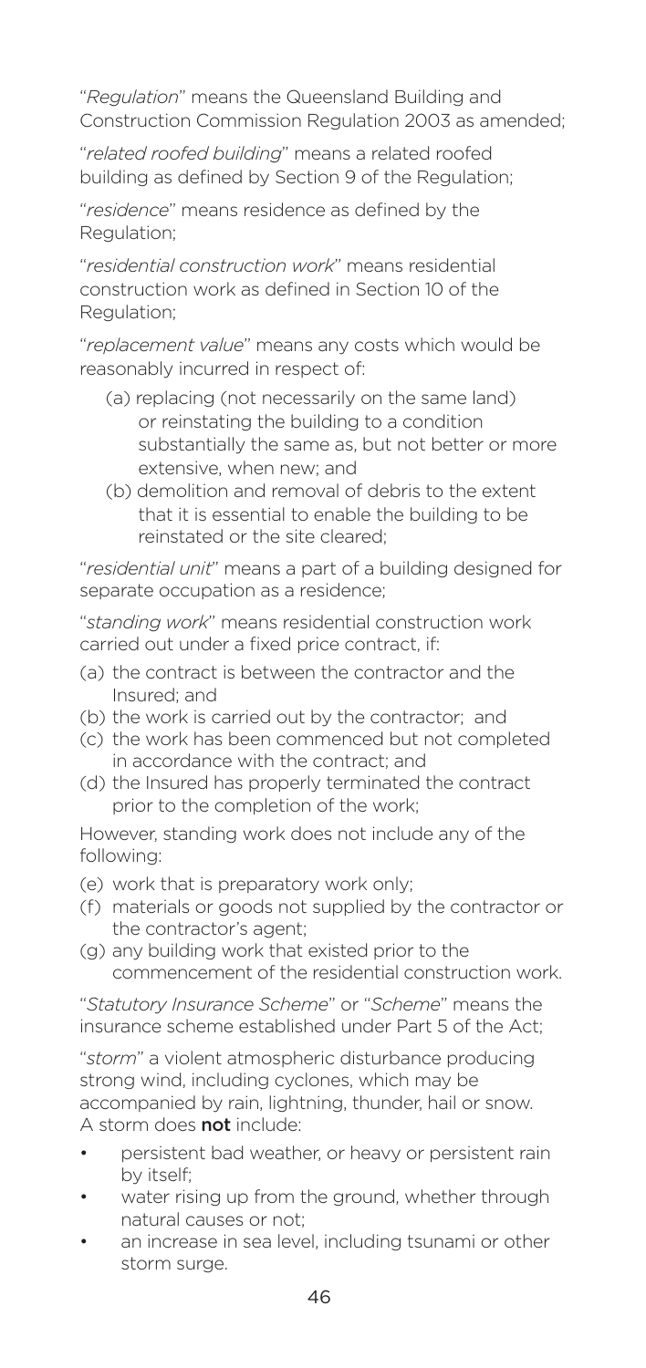"*Regulation*" means the Queensland Building and Construction Commission Regulation 2003 as amended;

"*related roofed building*" means a related roofed building as defined by Section 9 of the Regulation;

"*residence*" means residence as defined by the Regulation;

"*residential construction work*" means residential construction work as defined in Section 10 of the Regulation;

"*replacement value*" means any costs which would be reasonably incurred in respect of:

(a) replacing (not necessarily on the same land) or reinstating the building to a condition substantially the same as, but not better or more extensive, when new; and

(b) demolition and removal of debris to the extent that it is essential to enable the building to be reinstated or the site cleared;

"*residential unit*" means a part of a building designed for separate occupation as a residence;

"*standing work*" means residential construction work carried out under a fixed price contract, if:

(a) the contract is between the contractor and the Insured; and
(b) the work is carried out by the contractor; and
(c) the work has been commenced but not completed in accordance with the contract; and
(d) the Insured has properly terminated the contract prior to the completion of the work;

However, standing work does not include any of the following:

(e) work that is preparatory work only;
(f) materials or goods not supplied by the contractor or the contractor's agent;
(g) any building work that existed prior to the commencement of the residential construction work.

"*Statutory Insurance Scheme*" or "*Scheme*" means the insurance scheme established under Part 5 of the Act;

"*storm*" a violent atmospheric disturbance producing strong wind, including cyclones, which may be accompanied by rain, lightning, thunder, hail or snow. A storm does **not** include:

- persistent bad weather, or heavy or persistent rain by itself;
- water rising up from the ground, whether through natural causes or not;
- an increase in sea level, including tsunami or other storm surge.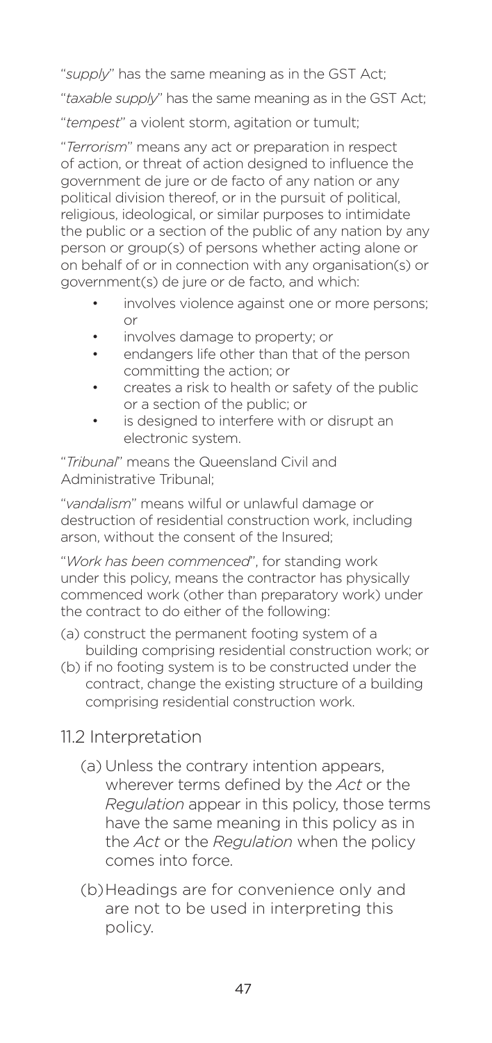"*supply*" has the same meaning as in the GST Act;

"*taxable supply*" has the same meaning as in the GST Act;

"*tempest*" a violent storm, agitation or tumult;

"*Terrorism*" means any act or preparation in respect of action, or threat of action designed to influence the government de jure or de facto of any nation or any political division thereof, or in the pursuit of political, religious, ideological, or similar purposes to intimidate the public or a section of the public of any nation by any person or group(s) of persons whether acting alone or on behalf of or in connection with any organisation(s) or government(s) de jure or de facto, and which:

- involves violence against one or more persons; or
- involves damage to property; or
- endangers life other than that of the person committing the action; or
- creates a risk to health or safety of the public or a section of the public; or
- is designed to interfere with or disrupt an electronic system.

"*Tribunal*" means the Queensland Civil and Administrative Tribunal;

"*vandalism*" means wilful or unlawful damage or destruction of residential construction work, including arson, without the consent of the Insured;

"*Work has been commenced*", for standing work under this policy, means the contractor has physically commenced work (other than preparatory work) under the contract to do either of the following:

(a) construct the permanent footing system of a building comprising residential construction work; or

(b) if no footing system is to be constructed under the contract, change the existing structure of a building comprising residential construction work.

## 11.2 Interpretation

(a) Unless the contrary intention appears, wherever terms defined by the *Act* or the *Regulation* appear in this policy, those terms have the same meaning in this policy as in the *Act* or the *Regulation* when the policy comes into force.

(b) Headings are for convenience only and are not to be used in interpreting this policy.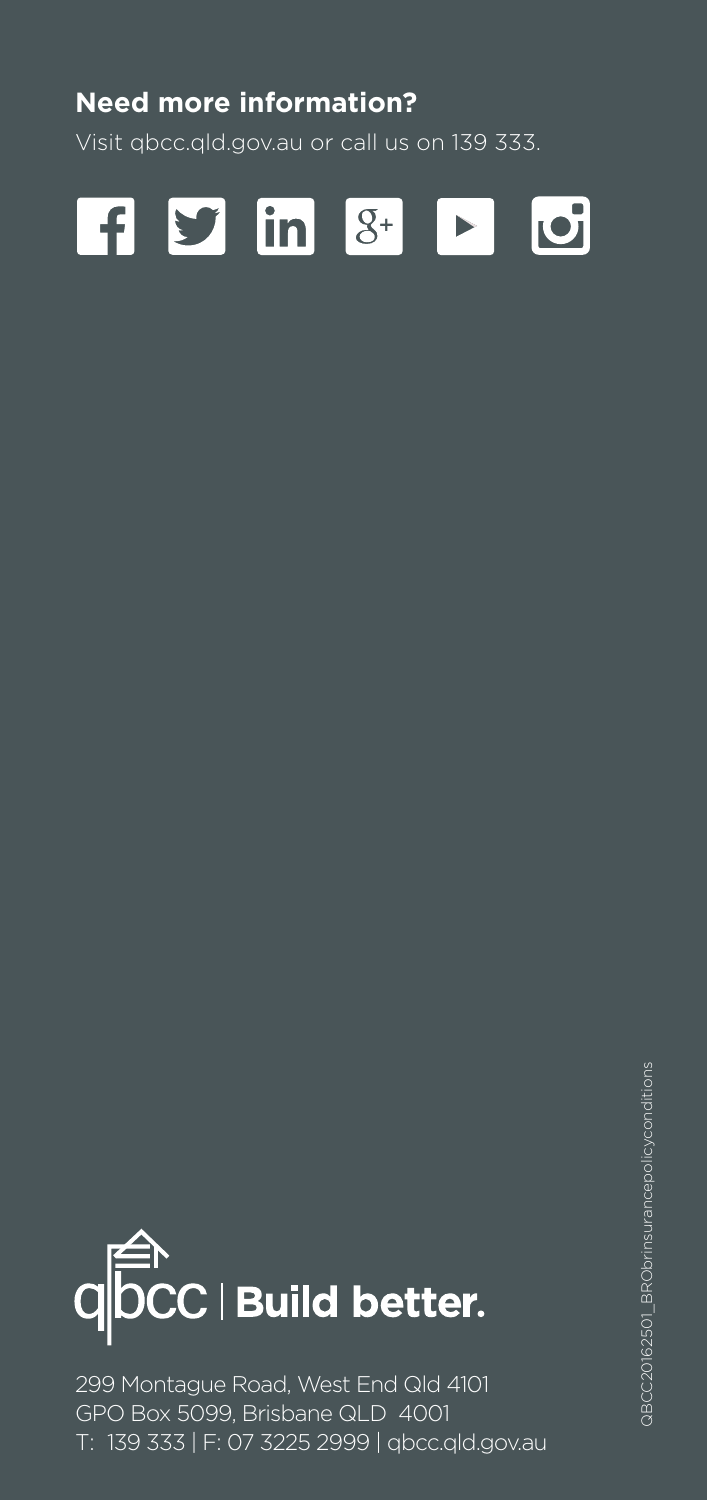## Need more information?

Visit qbcc.qld.gov.au or call us on 139 333.

qbcc | **Build better.**

299 Montague Road, West End Qld 4101
GPO Box 5099, Brisbane QLD 4001
T: 139 333 | F: 07 3225 2999 | qbcc.qld.gov.au

QBCC20162501_BRObrinsurancepolicyconditions